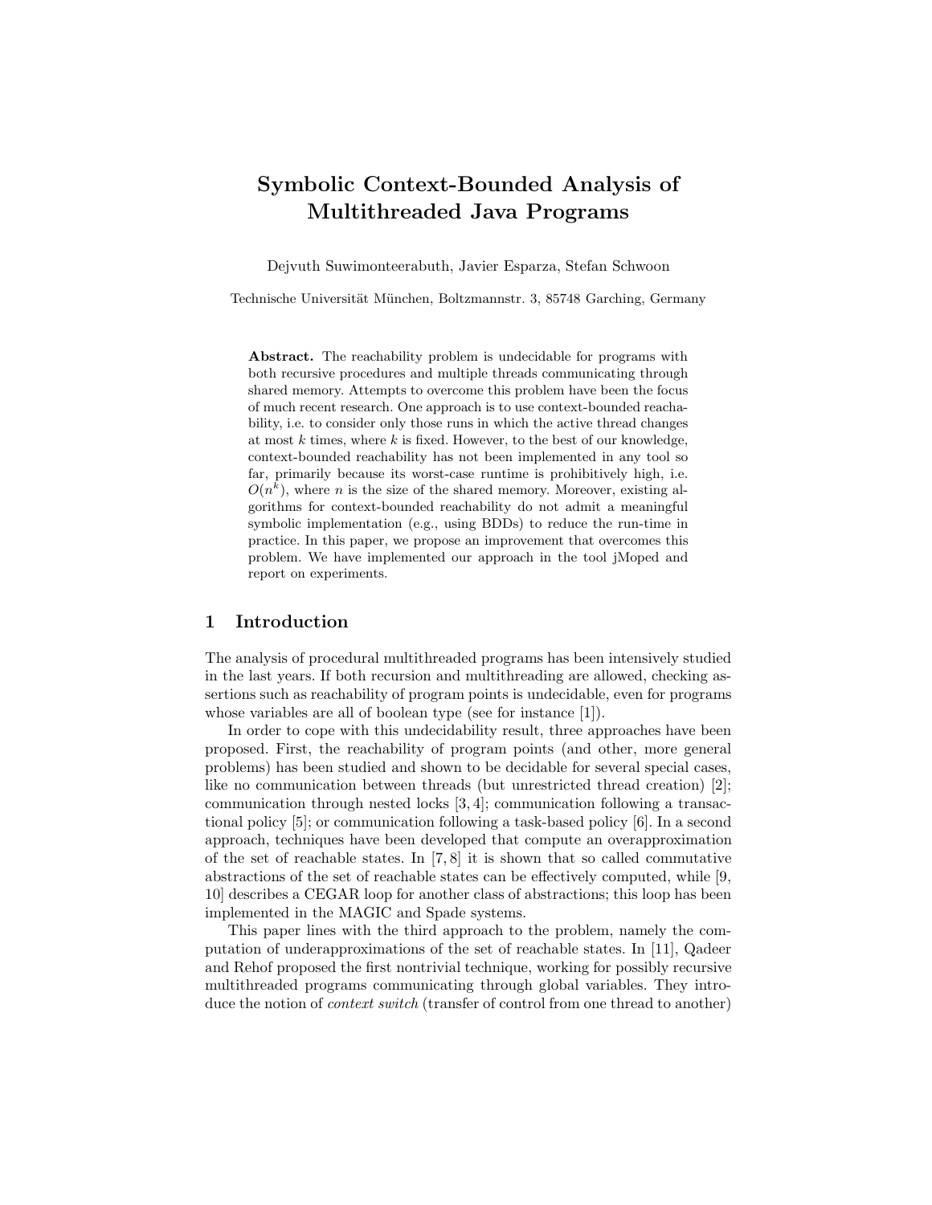# Symbolic Context-Bounded Analysis of Multithreaded Java Programs

Dejvuth Suwimonteerabuth, Javier Esparza, Stefan Schwoon

Technische Universität München, Boltzmannstr. 3, 85748 Garching, Germany

**Abstract.** The reachability problem is undecidable for programs with both recursive procedures and multiple threads communicating through shared memory. Attempts to overcome this problem have been the focus of much recent research. One approach is to use context-bounded reachability, i.e. to consider only those runs in which the active thread changes at most $k$ times, where $k$ is fixed. However, to the best of our knowledge, context-bounded reachability has not been implemented in any tool so far, primarily because its worst-case runtime is prohibitively high, i.e. $O(n^k)$, where $n$ is the size of the shared memory. Moreover, existing algorithms for context-bounded reachability do not admit a meaningful symbolic implementation (e.g., using BDDs) to reduce the run-time in practice. In this paper, we propose an improvement that overcomes this problem. We have implemented our approach in the tool jMoped and report on experiments.

## 1 Introduction

The analysis of procedural multithreaded programs has been intensively studied in the last years. If both recursion and multithreading are allowed, checking assertions such as reachability of program points is undecidable, even for programs whose variables are all of boolean type (see for instance [1]).

In order to cope with this undecidability result, three approaches have been proposed. First, the reachability of program points (and other, more general problems) has been studied and shown to be decidable for several special cases, like no communication between threads (but unrestricted thread creation) [2]; communication through nested locks [3, 4]; communication following a transactional policy [5]; or communication following a task-based policy [6]. In a second approach, techniques have been developed that compute an overapproximation of the set of reachable states. In [7, 8] it is shown that so called commutative abstractions of the set of reachable states can be effectively computed, while [9, 10] describes a CEGAR loop for another class of abstractions; this loop has been implemented in the MAGIC and Spade systems.

This paper lines with the third approach to the problem, namely the computation of underapproximations of the set of reachable states. In [11], Qadeer and Rehof proposed the first nontrivial technique, working for possibly recursive multithreaded programs communicating through global variables. They introduce the notion of *context switch* (transfer of control from one thread to another)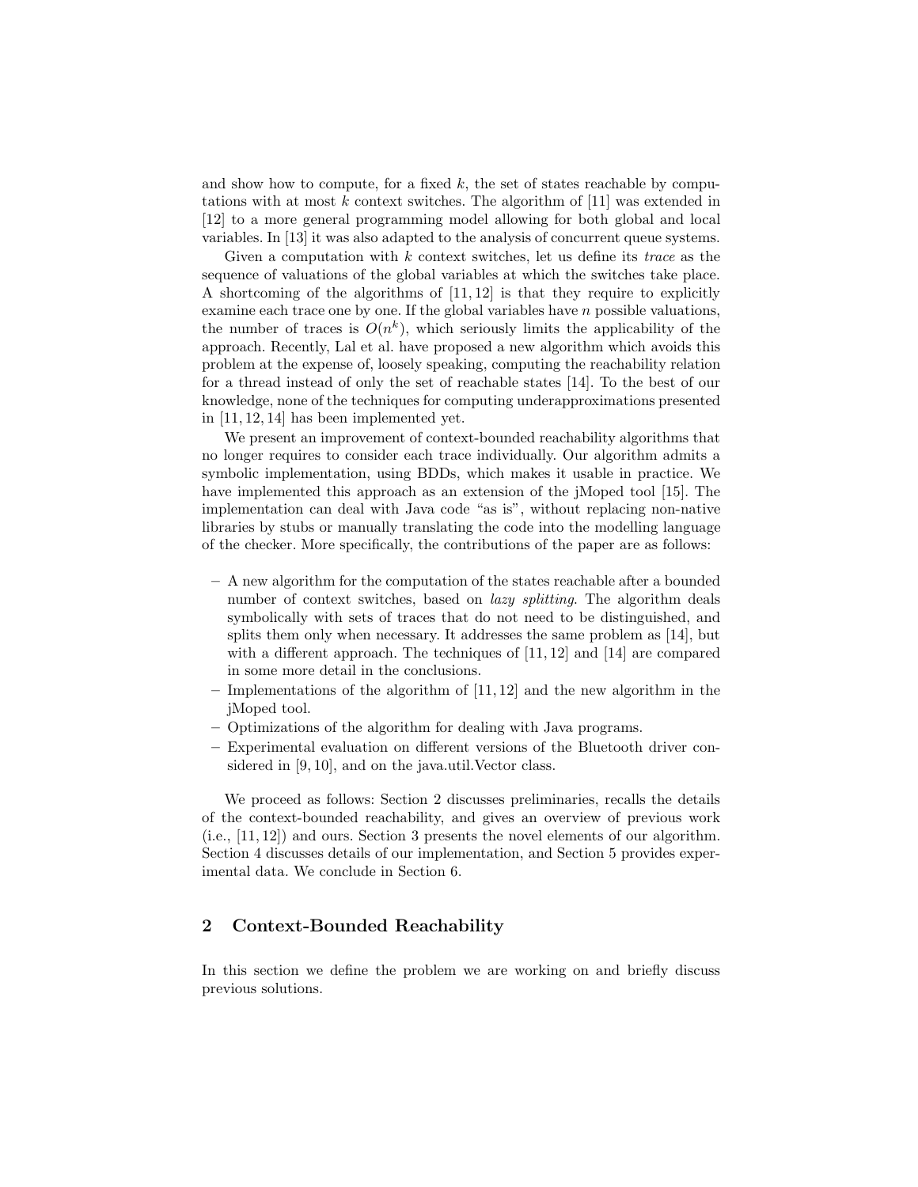and show how to compute, for a fixed $k$, the set of states reachable by computations with at most $k$ context switches. The algorithm of [11] was extended in [12] to a more general programming model allowing for both global and local variables. In [13] it was also adapted to the analysis of concurrent queue systems.

Given a computation with $k$ context switches, let us define its *trace* as the sequence of valuations of the global variables at which the switches take place. A shortcoming of the algorithms of [11, 12] is that they require to explicitly examine each trace one by one. If the global variables have $n$ possible valuations, the number of traces is $O(n^k)$, which seriously limits the applicability of the approach. Recently, Lal et al. have proposed a new algorithm which avoids this problem at the expense of, loosely speaking, computing the reachability relation for a thread instead of only the set of reachable states [14]. To the best of our knowledge, none of the techniques for computing underapproximations presented in [11, 12, 14] has been implemented yet.

We present an improvement of context-bounded reachability algorithms that no longer requires to consider each trace individually. Our algorithm admits a symbolic implementation, using BDDs, which makes it usable in practice. We have implemented this approach as an extension of the jMoped tool [15]. The implementation can deal with Java code "as is", without replacing non-native libraries by stubs or manually translating the code into the modelling language of the checker. More specifically, the contributions of the paper are as follows:

- A new algorithm for the computation of the states reachable after a bounded number of context switches, based on *lazy splitting*. The algorithm deals symbolically with sets of traces that do not need to be distinguished, and splits them only when necessary. It addresses the same problem as [14], but with a different approach. The techniques of [11, 12] and [14] are compared in some more detail in the conclusions.
- Implementations of the algorithm of [11, 12] and the new algorithm in the jMoped tool.
- Optimizations of the algorithm for dealing with Java programs.
- Experimental evaluation on different versions of the Bluetooth driver considered in [9, 10], and on the java.util.Vector class.

We proceed as follows: Section 2 discusses preliminaries, recalls the details of the context-bounded reachability, and gives an overview of previous work (i.e., [11, 12]) and ours. Section 3 presents the novel elements of our algorithm. Section 4 discusses details of our implementation, and Section 5 provides experimental data. We conclude in Section 6.

## 2 Context-Bounded Reachability

In this section we define the problem we are working on and briefly discuss previous solutions.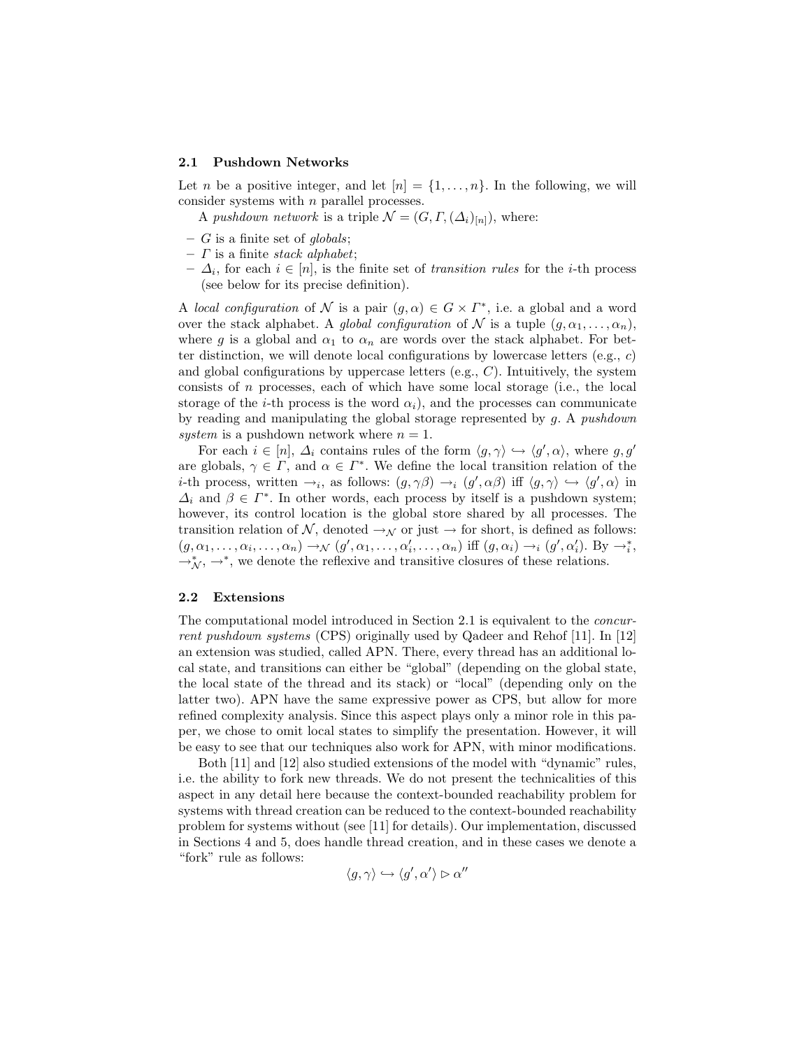### 2.1 Pushdown Networks

Let $n$ be a positive integer, and let $[n] = \{1, \ldots, n\}$. In the following, we will consider systems with $n$ parallel processes.

A *pushdown network* is a triple $\mathcal{N} = (G, \Gamma, (\Delta_i)_{[n]})$, where:

- $G$ is a finite set of *globals*;
- $\Gamma$ is a finite *stack alphabet*;
- $\Delta_i$, for each $i \in [n]$, is the finite set of *transition rules* for the $i$-th process (see below for its precise definition).

A *local configuration* of $\mathcal{N}$ is a pair $(g, \alpha) \in G \times \Gamma^*$, i.e. a global and a word over the stack alphabet. A *global configuration* of $\mathcal{N}$ is a tuple $(g, \alpha_1, \ldots, \alpha_n)$, where $g$ is a global and $\alpha_1$ to $\alpha_n$ are words over the stack alphabet. For better distinction, we will denote local configurations by lowercase letters (e.g., $c$) and global configurations by uppercase letters (e.g., $C$). Intuitively, the system consists of $n$ processes, each of which have some local storage (i.e., the local storage of the $i$-th process is the word $\alpha_i$), and the processes can communicate by reading and manipulating the global storage represented by $g$. A *pushdown system* is a pushdown network where $n = 1$.

For each $i \in [n]$, $\Delta_i$ contains rules of the form $\langle g, \gamma \rangle \hookrightarrow \langle g', \alpha \rangle$, where $g, g'$ are globals, $\gamma \in \Gamma$, and $\alpha \in \Gamma^*$. We define the local transition relation of the $i$-th process, written $\rightarrow_i$, as follows: $(g, \gamma\beta) \rightarrow_i (g', \alpha\beta)$ iff $\langle g, \gamma \rangle \hookrightarrow \langle g', \alpha \rangle$ in $\Delta_i$ and $\beta \in \Gamma^*$. In other words, each process by itself is a pushdown system; however, its control location is the global store shared by all processes. The transition relation of $\mathcal{N}$, denoted $\rightarrow_{\mathcal{N}}$ or just $\rightarrow$ for short, is defined as follows: $(g, \alpha_1, \ldots, \alpha_i, \ldots, \alpha_n) \rightarrow_{\mathcal{N}} (g', \alpha_1, \ldots, \alpha_i', \ldots, \alpha_n)$ iff $(g, \alpha_i) \rightarrow_i (g', \alpha_i')$. By $\rightarrow_i^*$, $\rightarrow_{\mathcal{N}}^*$, $\rightarrow^*$, we denote the reflexive and transitive closures of these relations.

### 2.2 Extensions

The computational model introduced in Section 2.1 is equivalent to the *concurrent pushdown systems* (CPS) originally used by Qadeer and Rehof [11]. In [12] an extension was studied, called APN. There, every thread has an additional local state, and transitions can either be "global" (depending on the global state, the local state of the thread and its stack) or "local" (depending only on the latter two). APN have the same expressive power as CPS, but allow for more refined complexity analysis. Since this aspect plays only a minor role in this paper, we chose to omit local states to simplify the presentation. However, it will be easy to see that our techniques also work for APN, with minor modifications.

Both [11] and [12] also studied extensions of the model with "dynamic" rules, i.e. the ability to fork new threads. We do not present the technicalities of this aspect in any detail here because the context-bounded reachability problem for systems with thread creation can be reduced to the context-bounded reachability problem for systems without (see [11] for details). Our implementation, discussed in Sections 4 and 5, does handle thread creation, and in these cases we denote a "fork" rule as follows:

$$\langle g, \gamma \rangle \hookrightarrow \langle g', \alpha' \rangle \triangleright \alpha''$$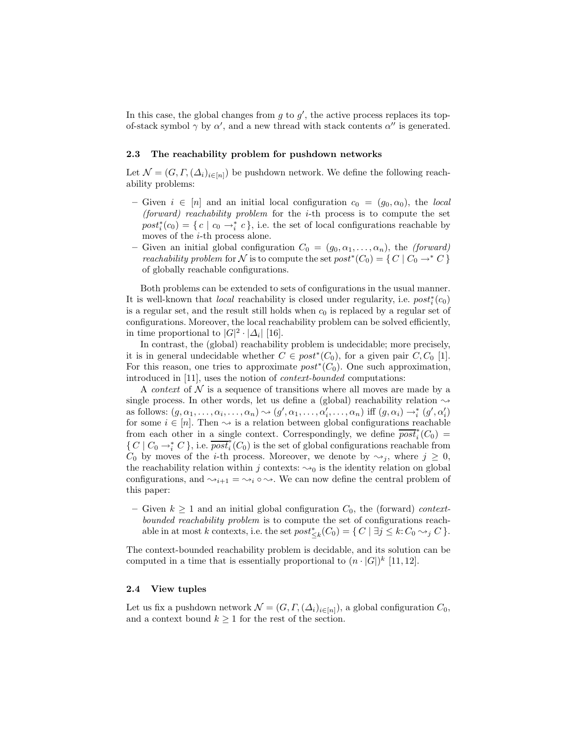In this case, the global changes from $g$ to $g'$, the active process replaces its top-of-stack symbol $\gamma$ by $\alpha'$, and a new thread with stack contents $\alpha''$ is generated.

### 2.3 The reachability problem for pushdown networks

Let $\mathcal{N} = (G, \Gamma, (\Delta_i)_{i \in [n]})$ be pushdown network. We define the following reachability problems:

- Given $i \in [n]$ and an initial local configuration $c_0 = (g_0, \alpha_0)$, the *local (forward) reachability problem* for the $i$-th process is to compute the set $post_i^*(c_0) = \{\, c \mid c_0 \rightarrow_i^* c \,\}$, i.e. the set of local configurations reachable by moves of the $i$-th process alone.
- Given an initial global configuration $C_0 = (g_0, \alpha_1, \ldots, \alpha_n)$, the *(forward) reachability problem* for $\mathcal{N}$ is to compute the set $post^*(C_0) = \{\, C \mid C_0 \rightarrow^* C \,\}$ of globally reachable configurations.

Both problems can be extended to sets of configurations in the usual manner. It is well-known that *local* reachability is closed under regularity, i.e. $post_i^*(c_0)$ is a regular set, and the result still holds when $c_0$ is replaced by a regular set of configurations. Moreover, the local reachability problem can be solved efficiently, in time proportional to $|G|^2 \cdot |\Delta_i|$ [16].

In contrast, the (global) reachability problem is undecidable; more precisely, it is in general undecidable whether $C \in post^*(C_0)$, for a given pair $C, C_0$ [1]. For this reason, one tries to approximate $post^*(C_0)$. One such approximation, introduced in [11], uses the notion of *context-bounded* computations:

A *context* of $\mathcal{N}$ is a sequence of transitions where all moves are made by a single process. In other words, let us define a (global) reachability relation $\rightsquigarrow$ as follows: $(g, \alpha_1, \ldots, \alpha_i, \ldots, \alpha_n) \rightsquigarrow (g', \alpha_1, \ldots, \alpha_i', \ldots, \alpha_n)$ iff $(g, \alpha_i) \rightarrow_i^* (g', \alpha_i')$ for some $i \in [n]$. Then $\rightsquigarrow$ is a relation between global configurations reachable from each other in a single context. Correspondingly, we define $\overline{post}_i^*(C_0) = \{\, C \mid C_0 \rightarrow_i^* C \,\}$, i.e. $\overline{post}_i^*(C_0)$ is the set of global configurations reachable from $C_0$ by moves of the $i$-th process. Moreover, we denote by $\rightsquigarrow_j$, where $j \geq 0$, the reachability relation within $j$ contexts: $\rightsquigarrow_0$ is the identity relation on global configurations, and $\rightsquigarrow_{i+1} = \rightsquigarrow_i \circ \rightsquigarrow$. We can now define the central problem of this paper:

- Given $k \geq 1$ and an initial global configuration $C_0$, the (forward) *context-bounded reachability problem* is to compute the set of configurations reachable in at most $k$ contexts, i.e. the set $post_{\leq k}^*(C_0) = \{\, C \mid \exists j \leq k \colon C_0 \rightsquigarrow_j C \,\}$.

The context-bounded reachability problem is decidable, and its solution can be computed in a time that is essentially proportional to $(n \cdot |G|)^k$ [11, 12].

### 2.4 View tuples

Let us fix a pushdown network $\mathcal{N} = (G, \Gamma, (\Delta_i)_{i \in [n]})$, a global configuration $C_0$, and a context bound $k \geq 1$ for the rest of the section.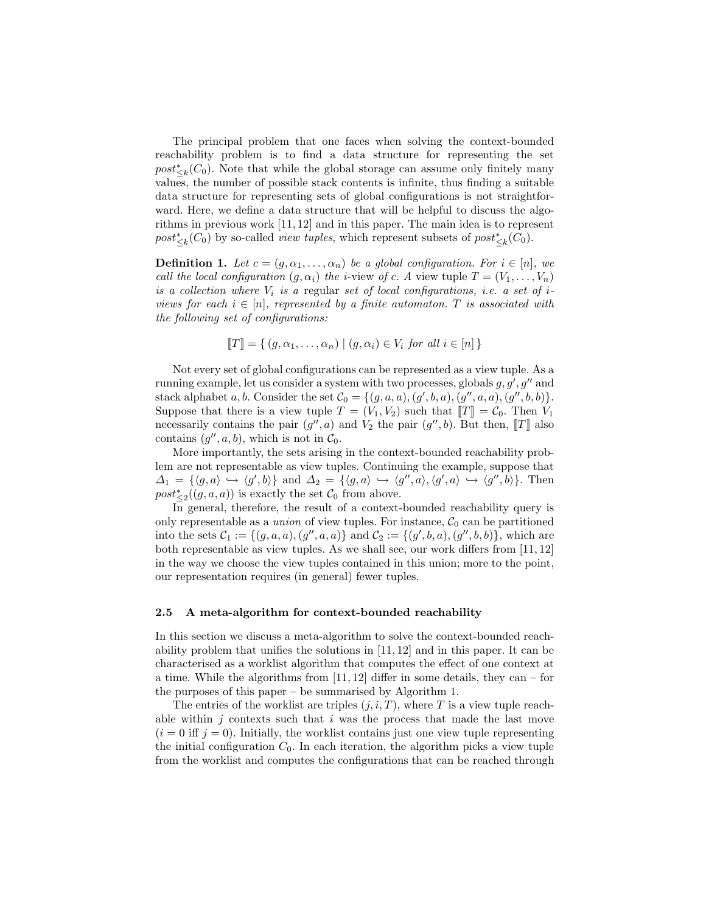The principal problem that one faces when solving the context-bounded reachability problem is to find a data structure for representing the set $post^*_{\leq k}(C_0)$. Note that while the global storage can assume only finitely many values, the number of possible stack contents is infinite, thus finding a suitable data structure for representing sets of global configurations is not straightforward. Here, we define a data structure that will be helpful to discuss the algorithms in previous work [11, 12] and in this paper. The main idea is to represent $post^*_{\leq k}(C_0)$ by so-called *view tuples*, which represent subsets of $post^*_{\leq k}(C_0)$.

**Definition 1.** *Let $c = (g, \alpha_1, \ldots, \alpha_n)$ be a global configuration. For $i \in [n]$, we call the local configuration $(g, \alpha_i)$ the $i$-view of $c$. A* view tuple *$T = (V_1, \ldots, V_n)$ is a collection where $V_i$ is a* regular *set of local configurations, i.e. a set of $i$-views for each $i \in [n]$, represented by a finite automaton. $T$ is associated with the following set of configurations:*

$$[\![T]\!] = \{\, (g, \alpha_1, \ldots, \alpha_n) \mid (g, \alpha_i) \in V_i \text{ for all } i \in [n] \,\}$$

Not every set of global configurations can be represented as a view tuple. As a running example, let us consider a system with two processes, globals $g, g', g''$ and stack alphabet $a, b$. Consider the set $\mathcal{C}_0 = \{(g, a, a), (g', b, a), (g'', a, a), (g'', b, b)\}$. Suppose that there is a view tuple $T = (V_1, V_2)$ such that $[\![T]\!] = \mathcal{C}_0$. Then $V_1$ necessarily contains the pair $(g'', a)$ and $V_2$ the pair $(g'', b)$. But then, $[\![T]\!]$ also contains $(g'', a, b)$, which is not in $\mathcal{C}_0$.

More importantly, the sets arising in the context-bounded reachability problem are not representable as view tuples. Continuing the example, suppose that $\Delta_1 = \{\langle g, a \rangle \hookrightarrow \langle g', b \rangle\}$ and $\Delta_2 = \{\langle g, a \rangle \hookrightarrow \langle g'', a \rangle, \langle g', a \rangle \hookrightarrow \langle g'', b \rangle\}$. Then $post^*_{\leq 2}((g, a, a))$ is exactly the set $\mathcal{C}_0$ from above.

In general, therefore, the result of a context-bounded reachability query is only representable as a *union* of view tuples. For instance, $\mathcal{C}_0$ can be partitioned into the sets $\mathcal{C}_1 := \{(g, a, a), (g'', a, a)\}$ and $\mathcal{C}_2 := \{(g', b, a), (g'', b, b)\}$, which are both representable as view tuples. As we shall see, our work differs from [11, 12] in the way we choose the view tuples contained in this union; more to the point, our representation requires (in general) fewer tuples.

### 2.5 A meta-algorithm for context-bounded reachability

In this section we discuss a meta-algorithm to solve the context-bounded reachability problem that unifies the solutions in [11, 12] and in this paper. It can be characterised as a worklist algorithm that computes the effect of one context at a time. While the algorithms from [11, 12] differ in some details, they can – for the purposes of this paper – be summarised by Algorithm 1.

The entries of the worklist are triples $(j, i, T)$, where $T$ is a view tuple reachable within $j$ contexts such that $i$ was the process that made the last move ($i = 0$ iff $j = 0$). Initially, the worklist contains just one view tuple representing the initial configuration $C_0$. In each iteration, the algorithm picks a view tuple from the worklist and computes the configurations that can be reached through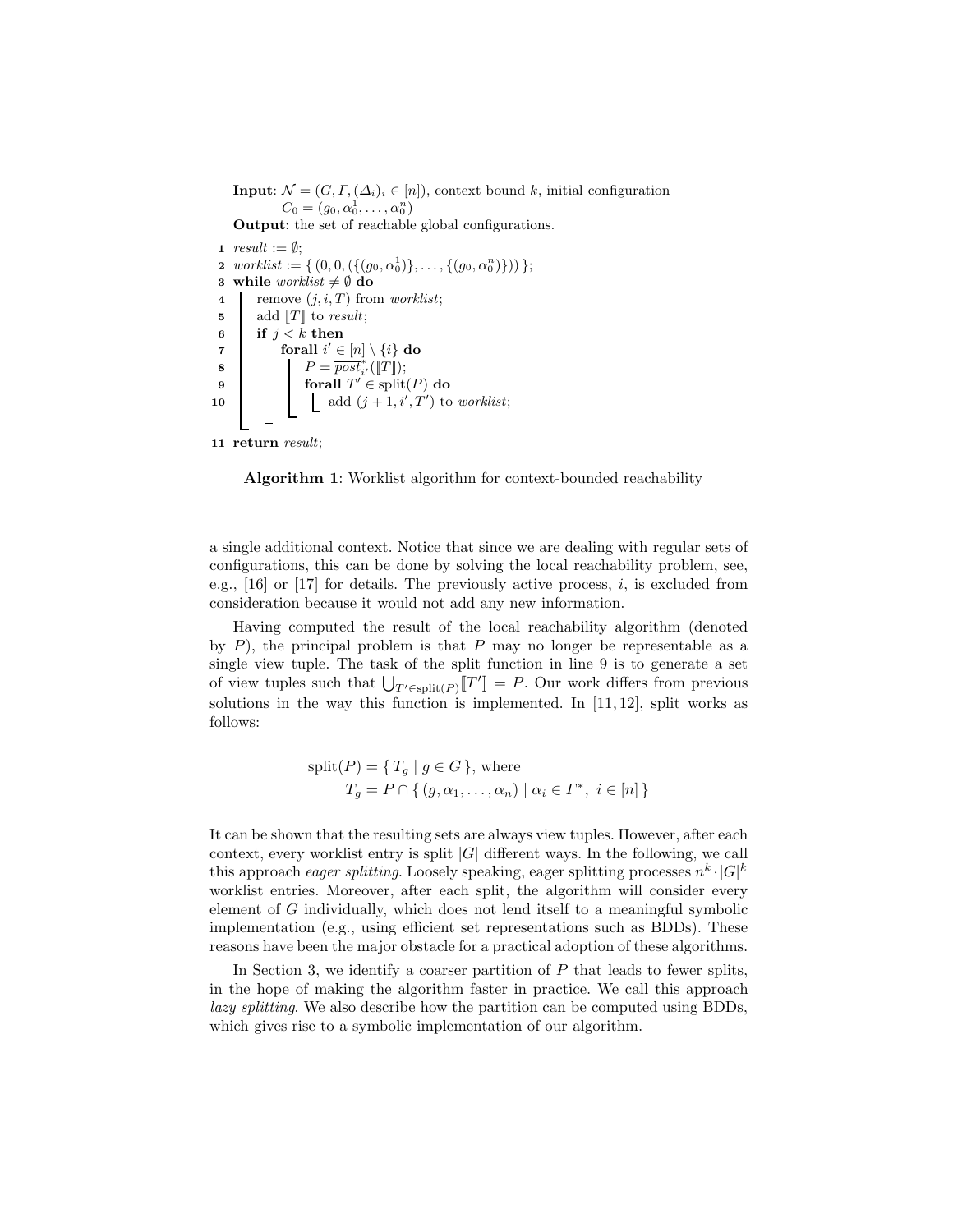**Input**: $\mathcal{N} = (G, \Gamma, (\Delta_i)_i \in [n])$, context bound $k$, initial configuration $C_0 = (g_0, \alpha_0^1, \ldots, \alpha_0^n)$

**Output**: the set of reachable global configurations.

```
1  result := ∅;
2  worklist := { (0, 0, ({(g_0, α_0^1)}, ..., {(g_0, α_0^n)})) };
3  while worklist ≠ ∅ do
4      remove (j, i, T) from worklist;
5      add ⟦T⟧ to result;
6      if j < k then
7          forall i' ∈ [n] \ {i} do
8              P = post*_{i'}(⟦T⟧);
9              forall T' ∈ split(P) do
10                 add (j + 1, i', T') to worklist;
11 return result;
```

**Algorithm 1**: Worklist algorithm for context-bounded reachability

a single additional context. Notice that since we are dealing with regular sets of configurations, this can be done by solving the local reachability problem, see, e.g., [16] or [17] for details. The previously active process, $i$, is excluded from consideration because it would not add any new information.

Having computed the result of the local reachability algorithm (denoted by $P$), the principal problem is that $P$ may no longer be representable as a single view tuple. The task of the split function in line 9 is to generate a set of view tuples such that $\bigcup_{T' \in \text{split}(P)} [\![T']\!] = P$. Our work differs from previous solutions in the way this function is implemented. In [11, 12], split works as follows:

$$\text{split}(P) = \{\, T_g \mid g \in G \,\}, \text{ where}$$
$$T_g = P \cap \{\, (g, \alpha_1, \ldots, \alpha_n) \mid \alpha_i \in \Gamma^*,\ i \in [n] \,\}$$

It can be shown that the resulting sets are always view tuples. However, after each context, every worklist entry is split $|G|$ different ways. In the following, we call this approach *eager splitting*. Loosely speaking, eager splitting processes $n^k \cdot |G|^k$ worklist entries. Moreover, after each split, the algorithm will consider every element of $G$ individually, which does not lend itself to a meaningful symbolic implementation (e.g., using efficient set representations such as BDDs). These reasons have been the major obstacle for a practical adoption of these algorithms.

In Section 3, we identify a coarser partition of $P$ that leads to fewer splits, in the hope of making the algorithm faster in practice. We call this approach *lazy splitting*. We also describe how the partition can be computed using BDDs, which gives rise to a symbolic implementation of our algorithm.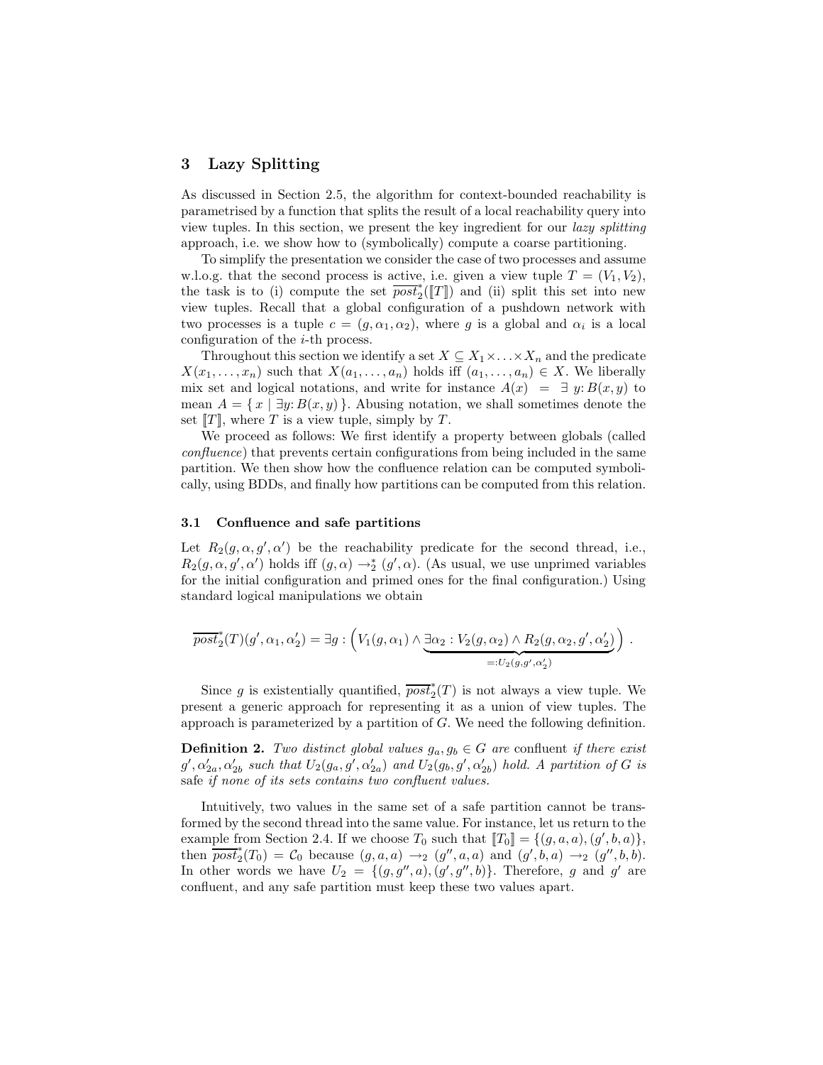## 3 Lazy Splitting

As discussed in Section 2.5, the algorithm for context-bounded reachability is parametrised by a function that splits the result of a local reachability query into view tuples. In this section, we present the key ingredient for our *lazy splitting* approach, i.e. we show how to (symbolically) compute a coarse partitioning.

To simplify the presentation we consider the case of two processes and assume w.l.o.g. that the second process is active, i.e. given a view tuple $T = (V_1, V_2)$, the task is to (i) compute the set $\overline{post}_2^*(\llbracket T \rrbracket)$ and (ii) split this set into new view tuples. Recall that a global configuration of a pushdown network with two processes is a tuple $c = (g, \alpha_1, \alpha_2)$, where $g$ is a global and $\alpha_i$ is a local configuration of the $i$-th process.

Throughout this section we identify a set $X \subseteq X_1 \times \ldots \times X_n$ and the predicate $X(x_1, \ldots, x_n)$ such that $X(a_1, \ldots, a_n)$ holds iff $(a_1, \ldots, a_n) \in X$. We liberally mix set and logical notations, and write for instance $A(x) \;=\; \exists\, y\colon B(x, y)$ to mean $A = \{\, x \mid \exists y\colon B(x, y) \,\}$. Abusing notation, we shall sometimes denote the set $\llbracket T \rrbracket$, where $T$ is a view tuple, simply by $T$.

We proceed as follows: We first identify a property between globals (called *confluence*) that prevents certain configurations from being included in the same partition. We then show how the confluence relation can be computed symbolically, using BDDs, and finally how partitions can be computed from this relation.

### 3.1 Confluence and safe partitions

Let $R_2(g, \alpha, g', \alpha')$ be the reachability predicate for the second thread, i.e., $R_2(g, \alpha, g', \alpha')$ holds iff $(g, \alpha) \rightarrow_2^* (g', \alpha)$. (As usual, we use unprimed variables for the initial configuration and primed ones for the final configuration.) Using standard logical manipulations we obtain

$$\overline{post}_2^*(T)(g', \alpha_1, \alpha_2') = \exists g : \Big( V_1(g, \alpha_1) \wedge \underbrace{\exists \alpha_2 : V_2(g, \alpha_2) \wedge R_2(g, \alpha_2, g', \alpha_2')}_{=: U_2(g, g', \alpha_2')} \Big) \; .$$

Since $g$ is existentially quantified, $\overline{post}_2^*(T)$ is not always a view tuple. We present a generic approach for representing it as a union of view tuples. The approach is parameterized by a partition of $G$. We need the following definition.

**Definition 2.** *Two distinct global values $g_a, g_b \in G$ are* confluent *if there exist $g', \alpha_{2a}', \alpha_{2b}'$ such that $U_2(g_a, g', \alpha_{2a}')$ and $U_2(g_b, g', \alpha_{2b}')$ hold. A partition of $G$ is* safe *if none of its sets contains two confluent values.*

Intuitively, two values in the same set of a safe partition cannot be transformed by the second thread into the same value. For instance, let us return to the example from Section 2.4. If we choose $T_0$ such that $\llbracket T_0 \rrbracket = \{(g, a, a), (g', b, a)\}$, then $\overline{post}_2^*(T_0) = \mathcal{C}_0$ because $(g, a, a) \rightarrow_2 (g'', a, a)$ and $(g', b, a) \rightarrow_2 (g'', b, b)$. In other words we have $U_2 = \{(g, g'', a), (g', g'', b)\}$. Therefore, $g$ and $g'$ are confluent, and any safe partition must keep these two values apart.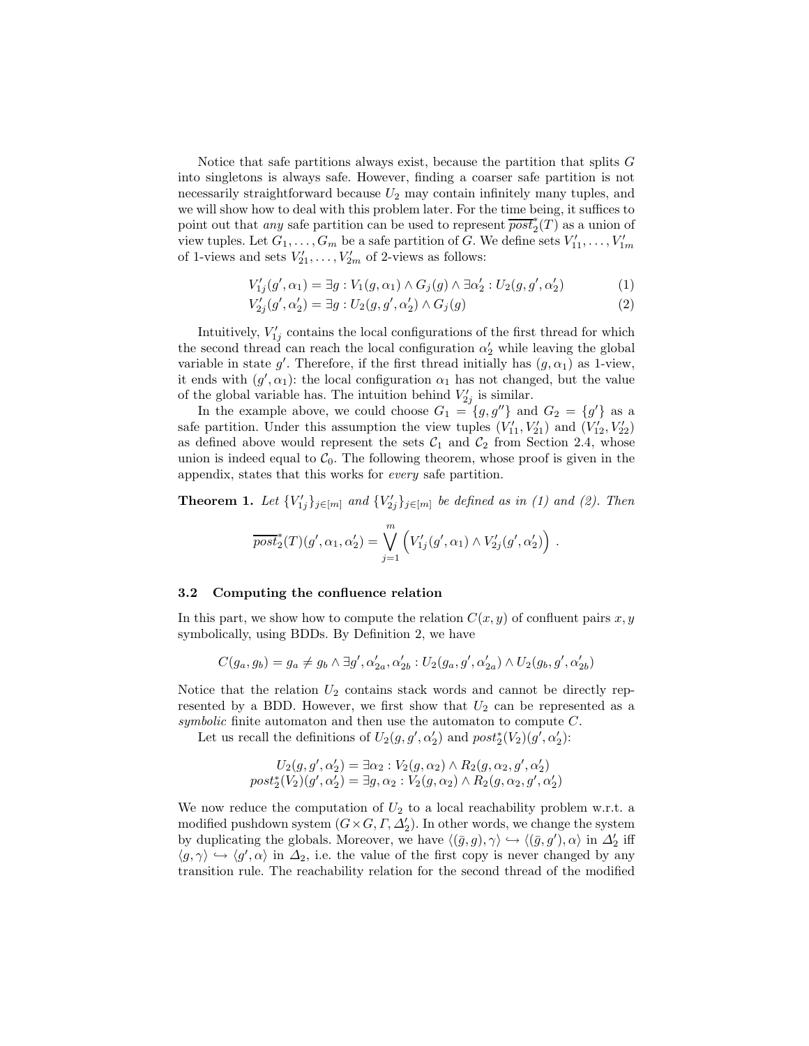Notice that safe partitions always exist, because the partition that splits $G$ into singletons is always safe. However, finding a coarser safe partition is not necessarily straightforward because $U_2$ may contain infinitely many tuples, and we will show how to deal with this problem later. For the time being, it suffices to point out that *any* safe partition can be used to represent $\overline{post}_2^*(T)$ as a union of view tuples. Let $G_1, \ldots, G_m$ be a safe partition of $G$. We define sets $V'_{11}, \ldots, V'_{1m}$ of 1-views and sets $V'_{21}, \ldots, V'_{2m}$ of 2-views as follows:

$$V'_{1j}(g', \alpha_1) = \exists g : V_1(g, \alpha_1) \wedge G_j(g) \wedge \exists \alpha'_2 : U_2(g, g', \alpha'_2) \tag{1}$$

$$V'_{2j}(g', \alpha'_2) = \exists g : U_2(g, g', \alpha'_2) \wedge G_j(g) \tag{2}$$

Intuitively, $V'_{1j}$ contains the local configurations of the first thread for which the second thread can reach the local configuration $\alpha'_2$ while leaving the global variable in state $g'$. Therefore, if the first thread initially has $(g, \alpha_1)$ as 1-view, it ends with $(g', \alpha_1)$: the local configuration $\alpha_1$ has not changed, but the value of the global variable has. The intuition behind $V'_{2j}$ is similar.

In the example above, we could choose $G_1 = \{g, g''\}$ and $G_2 = \{g'\}$ as a safe partition. Under this assumption the view tuples $(V'_{11}, V'_{21})$ and $(V'_{12}, V'_{22})$ as defined above would represent the sets $\mathcal{C}_1$ and $\mathcal{C}_2$ from Section 2.4, whose union is indeed equal to $\mathcal{C}_0$. The following theorem, whose proof is given in the appendix, states that this works for *every* safe partition.

**Theorem 1.** *Let $\{V'_{1j}\}_{j\in[m]}$ and $\{V'_{2j}\}_{j\in[m]}$ be defined as in (1) and (2). Then*

$$\overline{post}_2^*(T)(g', \alpha_1, \alpha'_2) = \bigvee_{j=1}^{m} \left( V'_{1j}(g', \alpha_1) \wedge V'_{2j}(g', \alpha'_2) \right) .$$

### 3.2 Computing the confluence relation

In this part, we show how to compute the relation $C(x, y)$ of confluent pairs $x, y$ symbolically, using BDDs. By Definition 2, we have

$$C(g_a, g_b) = g_a \neq g_b \wedge \exists g', \alpha'_{2a}, \alpha'_{2b} : U_2(g_a, g', \alpha'_{2a}) \wedge U_2(g_b, g', \alpha'_{2b})$$

Notice that the relation $U_2$ contains stack words and cannot be directly represented by a BDD. However, we first show that $U_2$ can be represented as a *symbolic* finite automaton and then use the automaton to compute $C$.

Let us recall the definitions of $U_2(g, g', \alpha'_2)$ and $post_2^*(V_2)(g', \alpha'_2)$:

$$U_2(g, g', \alpha'_2) = \exists \alpha_2 : V_2(g, \alpha_2) \wedge R_2(g, \alpha_2, g', \alpha'_2)$$
$$post_2^*(V_2)(g', \alpha'_2) = \exists g, \alpha_2 : V_2(g, \alpha_2) \wedge R_2(g, \alpha_2, g', \alpha'_2)$$

We now reduce the computation of $U_2$ to a local reachability problem w.r.t. a modified pushdown system $(G \times G, \Gamma, \Delta'_2)$. In other words, we change the system by duplicating the globals. Moreover, we have $\langle(\bar{g}, g), \gamma\rangle \hookrightarrow \langle(\bar{g}, g'), \alpha\rangle$ in $\Delta'_2$ iff $\langle g, \gamma\rangle \hookrightarrow \langle g', \alpha\rangle$ in $\Delta_2$, i.e. the value of the first copy is never changed by any transition rule. The reachability relation for the second thread of the modified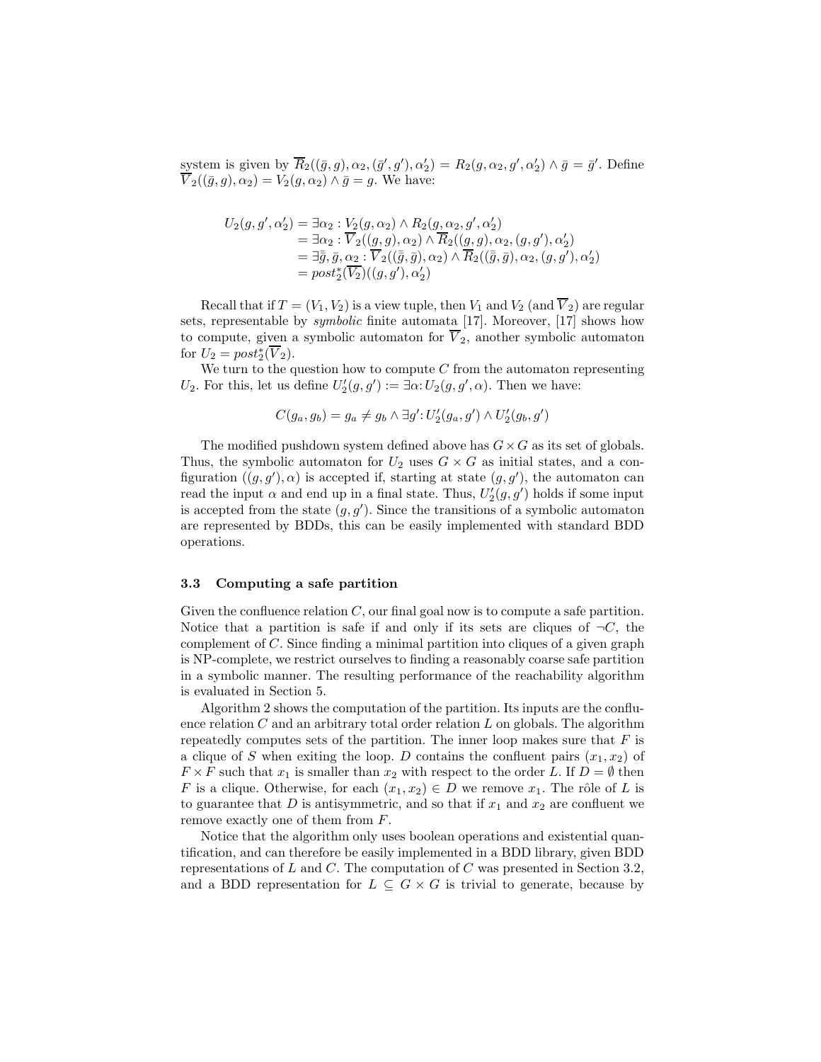system is given by $\overline{R}_2((\bar{g}, g), \alpha_2, (\bar{g}', g'), \alpha_2') = R_2(g, \alpha_2, g', \alpha_2') \wedge \bar{g} = \bar{g}'$. Define $\overline{V}_2((\bar{g}, g), \alpha_2) = V_2(g, \alpha_2) \wedge \bar{g} = g$. We have:

$$
\begin{aligned}
U_2(g, g', \alpha_2') &= \exists \alpha_2 : V_2(g, \alpha_2) \wedge R_2(g, \alpha_2, g', \alpha_2') \\
&= \exists \alpha_2 : \overline{V}_2((g, g), \alpha_2) \wedge \overline{R}_2((g, g), \alpha_2, (g, g'), \alpha_2') \\
&= \exists \bar{g}, \bar{g}, \alpha_2 : \overline{V}_2((\bar{g}, \bar{g}), \alpha_2) \wedge \overline{R}_2((\bar{g}, \bar{g}), \alpha_2, (g, g'), \alpha_2') \\
&= post_2^*(\overline{V_2})((g, g'), \alpha_2')
\end{aligned}
$$

Recall that if $T = (V_1, V_2)$ is a view tuple, then $V_1$ and $V_2$ (and $\overline{V}_2$) are regular sets, representable by *symbolic* finite automata [17]. Moreover, [17] shows how to compute, given a symbolic automaton for $\overline{V}_2$, another symbolic automaton for $U_2 = post_2^*(\overline{V}_2)$.

We turn to the question how to compute $C$ from the automaton representing $U_2$. For this, let us define $U_2'(g, g') := \exists \alpha : U_2(g, g', \alpha)$. Then we have:

$$
C(g_a, g_b) = g_a \neq g_b \wedge \exists g' : U_2'(g_a, g') \wedge U_2'(g_b, g')
$$

The modified pushdown system defined above has $G \times G$ as its set of globals. Thus, the symbolic automaton for $U_2$ uses $G \times G$ as initial states, and a configuration $((g, g'), \alpha)$ is accepted if, starting at state $(g, g')$, the automaton can read the input $\alpha$ and end up in a final state. Thus, $U_2'(g, g')$ holds if some input is accepted from the state $(g, g')$. Since the transitions of a symbolic automaton are represented by BDDs, this can be easily implemented with standard BDD operations.

### 3.3 Computing a safe partition

Given the confluence relation $C$, our final goal now is to compute a safe partition. Notice that a partition is safe if and only if its sets are cliques of $\neg C$, the complement of $C$. Since finding a minimal partition into cliques of a given graph is NP-complete, we restrict ourselves to finding a reasonably coarse safe partition in a symbolic manner. The resulting performance of the reachability algorithm is evaluated in Section 5.

Algorithm 2 shows the computation of the partition. Its inputs are the confluence relation $C$ and an arbitrary total order relation $L$ on globals. The algorithm repeatedly computes sets of the partition. The inner loop makes sure that $F$ is a clique of $S$ when exiting the loop. $D$ contains the confluent pairs $(x_1, x_2)$ of $F \times F$ such that $x_1$ is smaller than $x_2$ with respect to the order $L$. If $D = \emptyset$ then $F$ is a clique. Otherwise, for each $(x_1, x_2) \in D$ we remove $x_1$. The rôle of $L$ is to guarantee that $D$ is antisymmetric, and so that if $x_1$ and $x_2$ are confluent we remove exactly one of them from $F$.

Notice that the algorithm only uses boolean operations and existential quantification, and can therefore be easily implemented in a BDD library, given BDD representations of $L$ and $C$. The computation of $C$ was presented in Section 3.2, and a BDD representation for $L \subseteq G \times G$ is trivial to generate, because by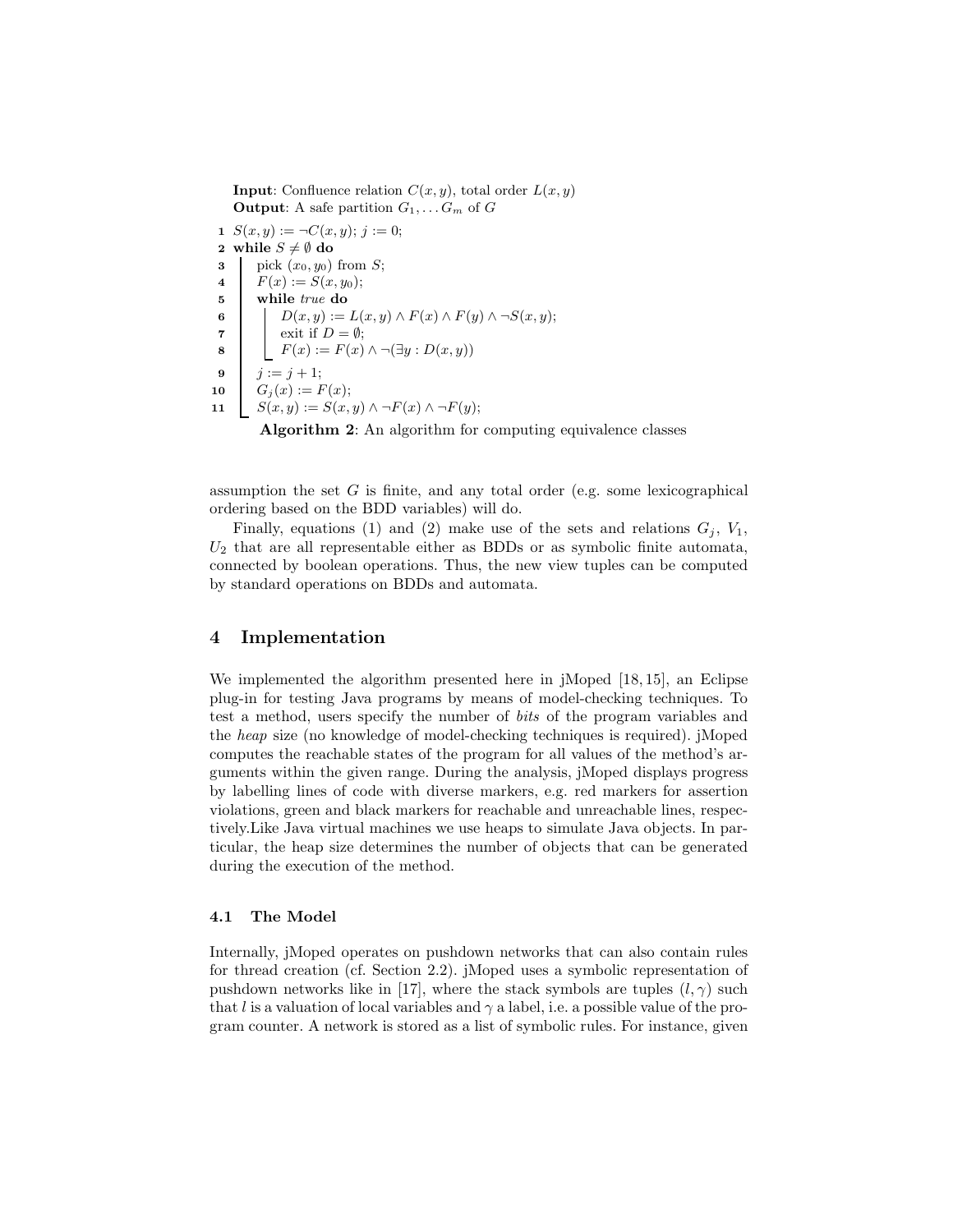**Input**: Confluence relation $C(x, y)$, total order $L(x, y)$
**Output**: A safe partition $G_1, \ldots G_m$ of $G$

```
1  S(x,y) := ¬C(x,y); j := 0;
2  while S ≠ ∅ do
3      pick (x0, y0) from S;
4      F(x) := S(x, y0);
5      while true do
6          D(x,y) := L(x,y) ∧ F(x) ∧ F(y) ∧ ¬S(x,y);
7          exit if D = ∅;
8          F(x) := F(x) ∧ ¬(∃y : D(x,y))
9      j := j + 1;
10     G_j(x) := F(x);
11     S(x,y) := S(x,y) ∧ ¬F(x) ∧ ¬F(y);
```

**Algorithm 2**: An algorithm for computing equivalence classes

assumption the set $G$ is finite, and any total order (e.g. some lexicographical ordering based on the BDD variables) will do.

Finally, equations (1) and (2) make use of the sets and relations $G_j$, $V_1$, $U_2$ that are all representable either as BDDs or as symbolic finite automata, connected by boolean operations. Thus, the new view tuples can be computed by standard operations on BDDs and automata.

## 4 Implementation

We implemented the algorithm presented here in jMoped [18, 15], an Eclipse plug-in for testing Java programs by means of model-checking techniques. To test a method, users specify the number of *bits* of the program variables and the *heap* size (no knowledge of model-checking techniques is required). jMoped computes the reachable states of the program for all values of the method's arguments within the given range. During the analysis, jMoped displays progress by labelling lines of code with diverse markers, e.g. red markers for assertion violations, green and black markers for reachable and unreachable lines, respectively.Like Java virtual machines we use heaps to simulate Java objects. In particular, the heap size determines the number of objects that can be generated during the execution of the method.

### 4.1 The Model

Internally, jMoped operates on pushdown networks that can also contain rules for thread creation (cf. Section 2.2). jMoped uses a symbolic representation of pushdown networks like in [17], where the stack symbols are tuples $(l, \gamma)$ such that $l$ is a valuation of local variables and $\gamma$ a label, i.e. a possible value of the program counter. A network is stored as a list of symbolic rules. For instance, given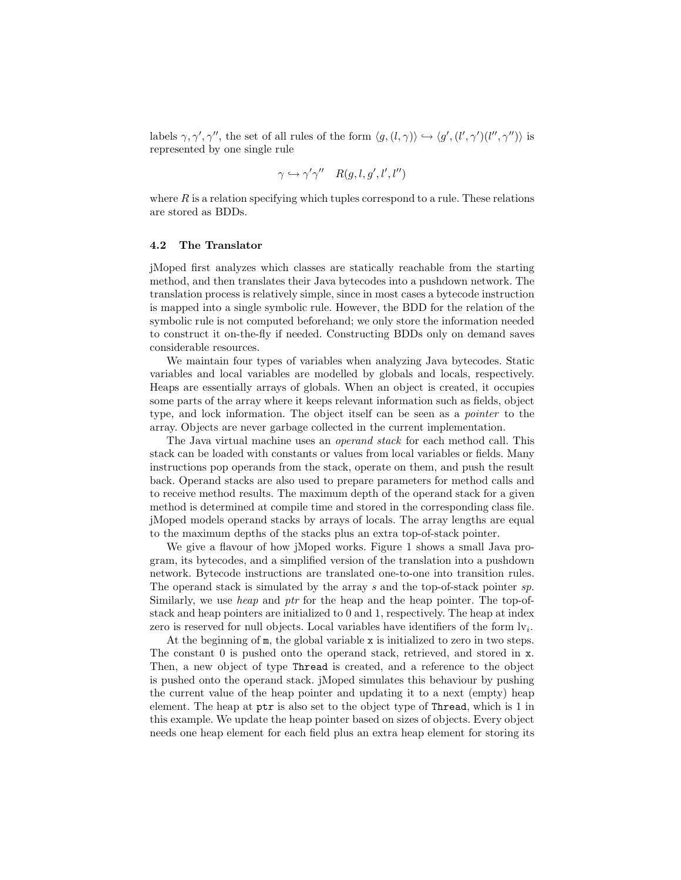labels $\gamma, \gamma', \gamma''$, the set of all rules of the form $\langle g, (l, \gamma) \rangle \hookrightarrow \langle g', (l', \gamma')(l'', \gamma'') \rangle$ is represented by one single rule

$$\gamma \hookrightarrow \gamma' \gamma'' \quad R(g, l, g', l', l'')$$

where $R$ is a relation specifying which tuples correspond to a rule. These relations are stored as BDDs.

### 4.2 The Translator

jMoped first analyzes which classes are statically reachable from the starting method, and then translates their Java bytecodes into a pushdown network. The translation process is relatively simple, since in most cases a bytecode instruction is mapped into a single symbolic rule. However, the BDD for the relation of the symbolic rule is not computed beforehand; we only store the information needed to construct it on-the-fly if needed. Constructing BDDs only on demand saves considerable resources.

We maintain four types of variables when analyzing Java bytecodes. Static variables and local variables are modelled by globals and locals, respectively. Heaps are essentially arrays of globals. When an object is created, it occupies some parts of the array where it keeps relevant information such as fields, object type, and lock information. The object itself can be seen as a *pointer* to the array. Objects are never garbage collected in the current implementation.

The Java virtual machine uses an *operand stack* for each method call. This stack can be loaded with constants or values from local variables or fields. Many instructions pop operands from the stack, operate on them, and push the result back. Operand stacks are also used to prepare parameters for method calls and to receive method results. The maximum depth of the operand stack for a given method is determined at compile time and stored in the corresponding class file. jMoped models operand stacks by arrays of locals. The array lengths are equal to the maximum depths of the stacks plus an extra top-of-stack pointer.

We give a flavour of how jMoped works. Figure 1 shows a small Java program, its bytecodes, and a simplified version of the translation into a pushdown network. Bytecode instructions are translated one-to-one into transition rules. The operand stack is simulated by the array $s$ and the top-of-stack pointer $sp$. Similarly, we use *heap* and *ptr* for the heap and the heap pointer. The top-of-stack and heap pointers are initialized to 0 and 1, respectively. The heap at index zero is reserved for null objects. Local variables have identifiers of the form $\mathrm{lv}_i$.

At the beginning of `m`, the global variable `x` is initialized to zero in two steps. The constant 0 is pushed onto the operand stack, retrieved, and stored in `x`. Then, a new object of type `Thread` is created, and a reference to the object is pushed onto the operand stack. jMoped simulates this behaviour by pushing the current value of the heap pointer and updating it to a next (empty) heap element. The heap at `ptr` is also set to the object type of `Thread`, which is 1 in this example. We update the heap pointer based on sizes of objects. Every object needs one heap element for each field plus an extra heap element for storing its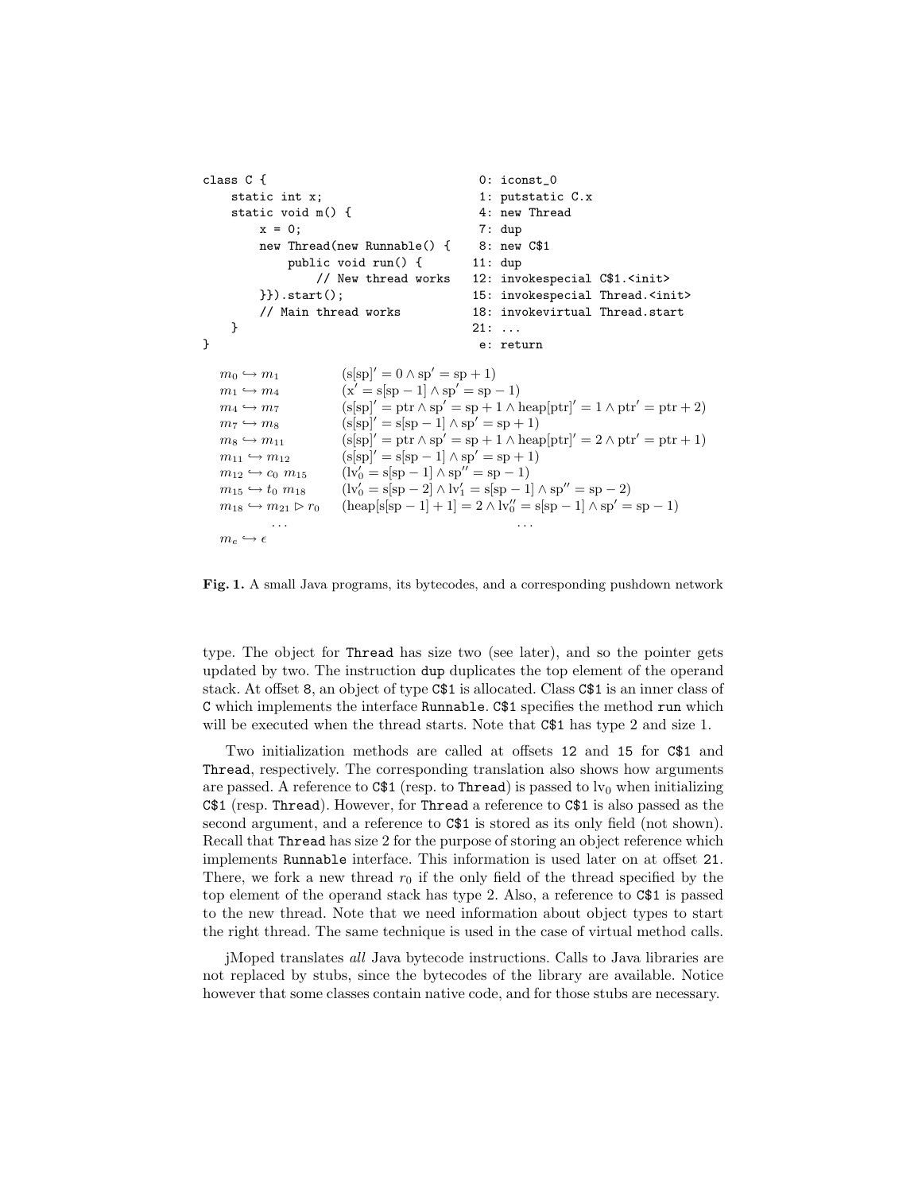```
class C {                                   0: iconst_0
    static int x;                           1: putstatic C.x
    static void m() {                       4: new Thread
        x = 0;                              7: dup
        new Thread(new Runnable() {         8: new C$1
            public void run() {            11: dup
                // New thread works        12: invokespecial C$1.<init>
        }}).start();                       15: invokespecial Thread.<init>
        // Main thread works               18: invokevirtual Thread.start
    }                                      21: ...
}                                           e: return
```

| | |
|---|---|
| $m_0 \hookrightarrow m_1$ | $(\mathrm{s[sp]}' = 0 \wedge \mathrm{sp}' = \mathrm{sp} + 1)$ |
| $m_1 \hookrightarrow m_4$ | $(\mathrm{x}' = \mathrm{s[sp}-1] \wedge \mathrm{sp}' = \mathrm{sp} - 1)$ |
| $m_4 \hookrightarrow m_7$ | $(\mathrm{s[sp]}' = \mathrm{ptr} \wedge \mathrm{sp}' = \mathrm{sp} + 1 \wedge \mathrm{heap[ptr]}' = 1 \wedge \mathrm{ptr}' = \mathrm{ptr} + 2)$ |
| $m_7 \hookrightarrow m_8$ | $(\mathrm{s[sp]}' = \mathrm{s[sp}-1] \wedge \mathrm{sp}' = \mathrm{sp} + 1)$ |
| $m_8 \hookrightarrow m_{11}$ | $(\mathrm{s[sp]}' = \mathrm{ptr} \wedge \mathrm{sp}' = \mathrm{sp} + 1 \wedge \mathrm{heap[ptr]}' = 2 \wedge \mathrm{ptr}' = \mathrm{ptr} + 1)$ |
| $m_{11} \hookrightarrow m_{12}$ | $(\mathrm{s[sp]}' = \mathrm{s[sp}-1] \wedge \mathrm{sp}' = \mathrm{sp} + 1)$ |
| $m_{12} \hookrightarrow c_0\ m_{15}$ | $(\mathrm{lv}_0' = \mathrm{s[sp}-1] \wedge \mathrm{sp}'' = \mathrm{sp} - 1)$ |
| $m_{15} \hookrightarrow t_0\ m_{18}$ | $(\mathrm{lv}_0' = \mathrm{s[sp}-2] \wedge \mathrm{lv}_1' = \mathrm{s[sp}-1] \wedge \mathrm{sp}'' = \mathrm{sp} - 2)$ |
| $m_{18} \hookrightarrow m_{21} \rhd r_0$ | $(\mathrm{heap[s[sp}-1]+1] = 2 \wedge \mathrm{lv}_0'' = \mathrm{s[sp}-1] \wedge \mathrm{sp}' = \mathrm{sp} - 1)$ |
| ... | ... |
| $m_e \hookrightarrow \epsilon$ | |

**Fig. 1.** A small Java programs, its bytecodes, and a corresponding pushdown network

type. The object for Thread has size two (see later), and so the pointer gets updated by two. The instruction dup duplicates the top element of the operand stack. At offset 8, an object of type C$1 is allocated. Class C$1 is an inner class of C which implements the interface Runnable. C$1 specifies the method run which will be executed when the thread starts. Note that C$1 has type 2 and size 1.

Two initialization methods are called at offsets 12 and 15 for C$1 and Thread, respectively. The corresponding translation also shows how arguments are passed. A reference to C$1 (resp. to Thread) is passed to $\mathrm{lv}_0$ when initializing C$1 (resp. Thread). However, for Thread a reference to C$1 is also passed as the second argument, and a reference to C$1 is stored as its only field (not shown). Recall that Thread has size 2 for the purpose of storing an object reference which implements Runnable interface. This information is used later on at offset 21. There, we fork a new thread $r_0$ if the only field of the thread specified by the top element of the operand stack has type 2. Also, a reference to C$1 is passed to the new thread. Note that we need information about object types to start the right thread. The same technique is used in the case of virtual method calls.

jMoped translates *all* Java bytecode instructions. Calls to Java libraries are not replaced by stubs, since the bytecodes of the library are available. Notice however that some classes contain native code, and for those stubs are necessary.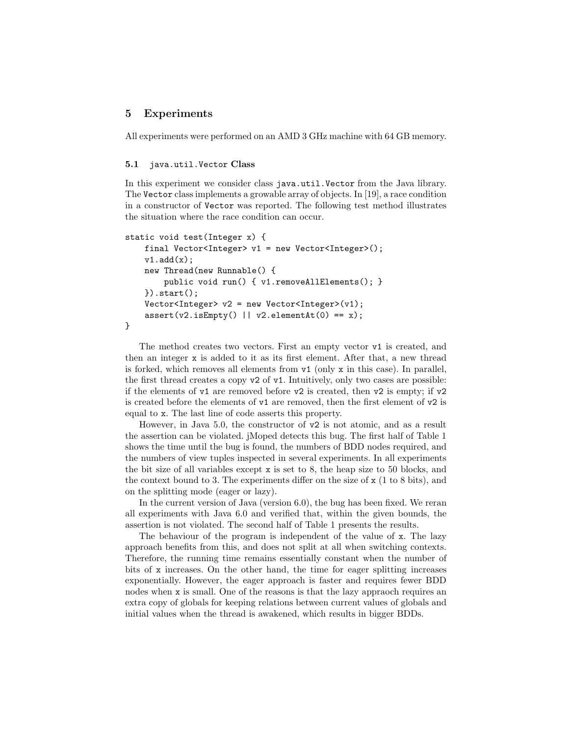## 5 Experiments

All experiments were performed on an AMD 3 GHz machine with 64 GB memory.

### 5.1 `java.util.Vector` Class

In this experiment we consider class `java.util.Vector` from the Java library. The `Vector` class implements a growable array of objects. In [19], a race condition in a constructor of `Vector` was reported. The following test method illustrates the situation where the race condition can occur.

```
static void test(Integer x) {
    final Vector<Integer> v1 = new Vector<Integer>();
    v1.add(x);
    new Thread(new Runnable() {
        public void run() { v1.removeAllElements(); }
    }).start();
    Vector<Integer> v2 = new Vector<Integer>(v1);
    assert(v2.isEmpty() || v2.elementAt(0) == x);
}
```

The method creates two vectors. First an empty vector `v1` is created, and then an integer `x` is added to it as its first element. After that, a new thread is forked, which removes all elements from `v1` (only `x` in this case). In parallel, the first thread creates a copy `v2` of `v1`. Intuitively, only two cases are possible: if the elements of `v1` are removed before `v2` is created, then `v2` is empty; if `v2` is created before the elements of `v1` are removed, then the first element of `v2` is equal to `x`. The last line of code asserts this property.

However, in Java 5.0, the constructor of `v2` is not atomic, and as a result the assertion can be violated. jMoped detects this bug. The first half of Table 1 shows the time until the bug is found, the numbers of BDD nodes required, and the numbers of view tuples inspected in several experiments. In all experiments the bit size of all variables except `x` is set to 8, the heap size to 50 blocks, and the context bound to 3. The experiments differ on the size of `x` (1 to 8 bits), and on the splitting mode (eager or lazy).

In the current version of Java (version 6.0), the bug has been fixed. We reran all experiments with Java 6.0 and verified that, within the given bounds, the assertion is not violated. The second half of Table 1 presents the results.

The behaviour of the program is independent of the value of `x`. The lazy approach benefits from this, and does not split at all when switching contexts. Therefore, the running time remains essentially constant when the number of bits of `x` increases. On the other hand, the time for eager splitting increases exponentially. However, the eager approach is faster and requires fewer BDD nodes when `x` is small. One of the reasons is that the lazy appraoch requires an extra copy of globals for keeping relations between current values of globals and initial values when the thread is awakened, which results in bigger BDDs.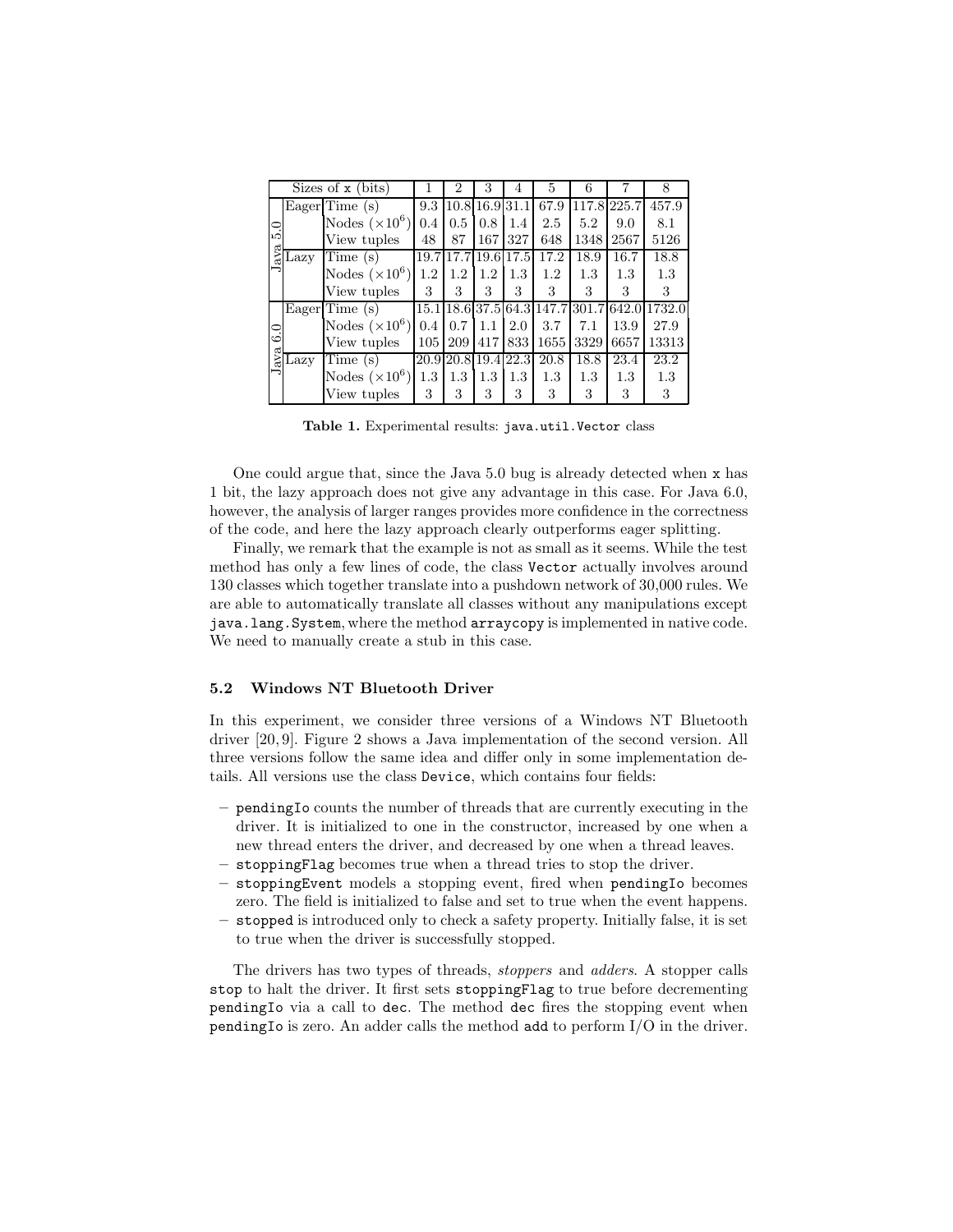| Sizes of x (bits) | | | 1 | 2 | 3 | 4 | 5 | 6 | 7 | 8 |
|---|---|---|---|---|---|---|---|---|---|---|
| Java 5.0 | Eager | Time (s) | 9.3 | 10.8 | 16.9 | 31.1 | 67.9 | 117.8 | 225.7 | 457.9 |
| | | Nodes ($\times 10^6$) | 0.4 | 0.5 | 0.8 | 1.4 | 2.5 | 5.2 | 9.0 | 8.1 |
| | | View tuples | 48 | 87 | 167 | 327 | 648 | 1348 | 2567 | 5126 |
| | Lazy | Time (s) | 19.7 | 17.7 | 19.6 | 17.5 | 17.2 | 18.9 | 16.7 | 18.8 |
| | | Nodes ($\times 10^6$) | 1.2 | 1.2 | 1.2 | 1.3 | 1.2 | 1.3 | 1.3 | 1.3 |
| | | View tuples | 3 | 3 | 3 | 3 | 3 | 3 | 3 | 3 |
| Java 6.0 | Eager | Time (s) | 15.1 | 18.6 | 37.5 | 64.3 | 147.7 | 301.7 | 642.0 | 1732.0 |
| | | Nodes ($\times 10^6$) | 0.4 | 0.7 | 1.1 | 2.0 | 3.7 | 7.1 | 13.9 | 27.9 |
| | | View tuples | 105 | 209 | 417 | 833 | 1655 | 3329 | 6657 | 13313 |
| | Lazy | Time (s) | 20.9 | 20.8 | 19.4 | 22.3 | 20.8 | 18.8 | 23.4 | 23.2 |
| | | Nodes ($\times 10^6$) | 1.3 | 1.3 | 1.3 | 1.3 | 1.3 | 1.3 | 1.3 | 1.3 |
| | | View tuples | 3 | 3 | 3 | 3 | 3 | 3 | 3 | 3 |

**Table 1.** Experimental results: `java.util.Vector` class

One could argue that, since the Java 5.0 bug is already detected when x has 1 bit, the lazy approach does not give any advantage in this case. For Java 6.0, however, the analysis of larger ranges provides more confidence in the correctness of the code, and here the lazy approach clearly outperforms eager splitting.

Finally, we remark that the example is not as small as it seems. While the test method has only a few lines of code, the class Vector actually involves around 130 classes which together translate into a pushdown network of 30,000 rules. We are able to automatically translate all classes without any manipulations except java.lang.System, where the method arraycopy is implemented in native code. We need to manually create a stub in this case.

### 5.2 Windows NT Bluetooth Driver

In this experiment, we consider three versions of a Windows NT Bluetooth driver [20, 9]. Figure 2 shows a Java implementation of the second version. All three versions follow the same idea and differ only in some implementation details. All versions use the class Device, which contains four fields:

- pendingIo counts the number of threads that are currently executing in the driver. It is initialized to one in the constructor, increased by one when a new thread enters the driver, and decreased by one when a thread leaves.
- stoppingFlag becomes true when a thread tries to stop the driver.
- stoppingEvent models a stopping event, fired when pendingIo becomes zero. The field is initialized to false and set to true when the event happens.
- stopped is introduced only to check a safety property. Initially false, it is set to true when the driver is successfully stopped.

The drivers has two types of threads, *stoppers* and *adders*. A stopper calls stop to halt the driver. It first sets stoppingFlag to true before decrementing pendingIo via a call to dec. The method dec fires the stopping event when pendingIo is zero. An adder calls the method add to perform I/O in the driver.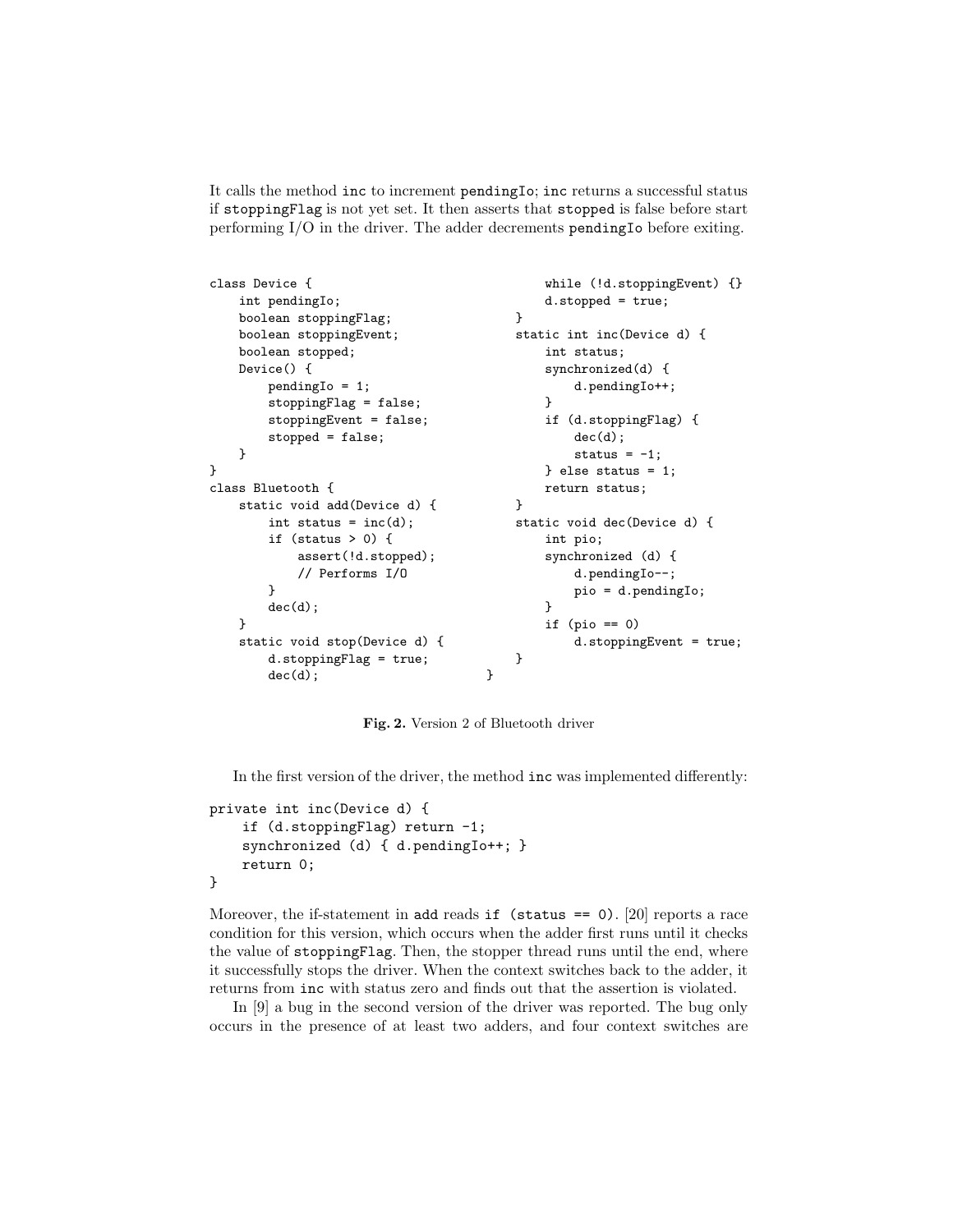It calls the method `inc` to increment `pendingIo`; `inc` returns a successful status if `stoppingFlag` is not yet set. It then asserts that `stopped` is false before start performing I/O in the driver. The adder decrements `pendingIo` before exiting.

```
class Device {
    int pendingIo;
    boolean stoppingFlag;
    boolean stoppingEvent;
    boolean stopped;
    Device() {
        pendingIo = 1;
        stoppingFlag = false;
        stoppingEvent = false;
        stopped = false;
    }
}
class Bluetooth {
    static void add(Device d) {
        int status = inc(d);
        if (status > 0) {
            assert(!d.stopped);
            // Performs I/O
        }
        dec(d);
    }
    static void stop(Device d) {
        d.stoppingFlag = true;
        dec(d);
        while (!d.stoppingEvent) {}
        d.stopped = true;
    }
    static int inc(Device d) {
        int status;
        synchronized(d) {
            d.pendingIo++;
        }
        if (d.stoppingFlag) {
            dec(d);
            status = -1;
        } else status = 1;
        return status;
    }
    static void dec(Device d) {
        int pio;
        synchronized (d) {
            d.pendingIo--;
            pio = d.pendingIo;
        }
        if (pio == 0)
            d.stoppingEvent = true;
    }
}
```

**Fig. 2.** Version 2 of Bluetooth driver

In the first version of the driver, the method `inc` was implemented differently:

```
private int inc(Device d) {
    if (d.stoppingFlag) return -1;
    synchronized (d) { d.pendingIo++; }
    return 0;
}
```

Moreover, the if-statement in `add` reads `if (status == 0)`. [20] reports a race condition for this version, which occurs when the adder first runs until it checks the value of `stoppingFlag`. Then, the stopper thread runs until the end, where it successfully stops the driver. When the context switches back to the adder, it returns from `inc` with status zero and finds out that the assertion is violated.

In [9] a bug in the second version of the driver was reported. The bug only occurs in the presence of at least two adders, and four context switches are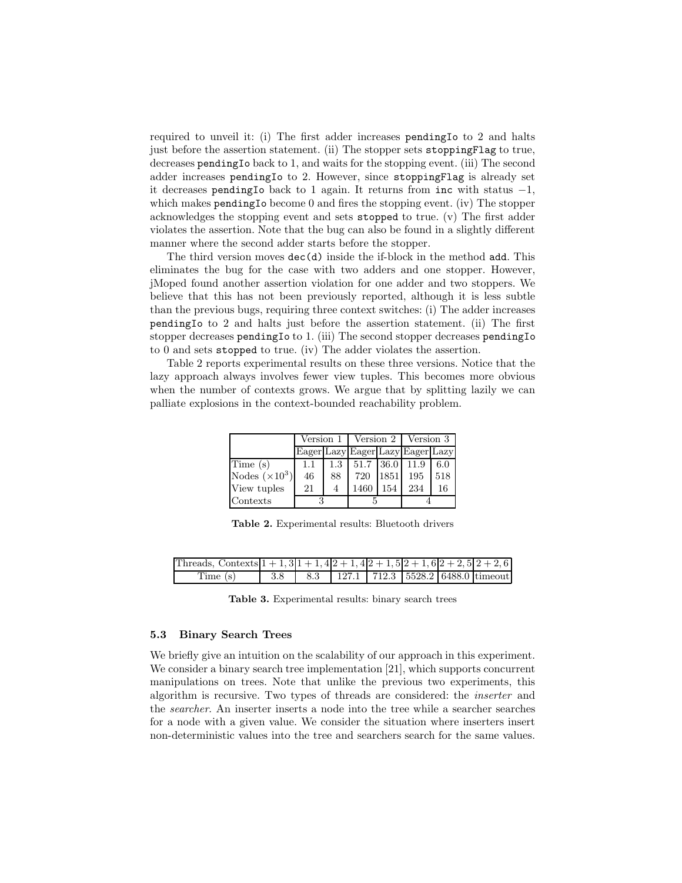required to unveil it: (i) The first adder increases `pendingIo` to 2 and halts just before the assertion statement. (ii) The stopper sets `stoppingFlag` to true, decreases `pendingIo` back to 1, and waits for the stopping event. (iii) The second adder increases `pendingIo` to 2. However, since `stoppingFlag` is already set it decreases `pendingIo` back to 1 again. It returns from `inc` with status $-1$, which makes `pendingIo` become 0 and fires the stopping event. (iv) The stopper acknowledges the stopping event and sets `stopped` to true. (v) The first adder violates the assertion. Note that the bug can also be found in a slightly different manner where the second adder starts before the stopper.

The third version moves `dec(d)` inside the if-block in the method `add`. This eliminates the bug for the case with two adders and one stopper. However, jMoped found another assertion violation for one adder and two stoppers. We believe that this has not been previously reported, although it is less subtle than the previous bugs, requiring three context switches: (i) The adder increases `pendingIo` to 2 and halts just before the assertion statement. (ii) The first stopper decreases `pendingIo` to 1. (iii) The second stopper decreases `pendingIo` to 0 and sets `stopped` to true. (iv) The adder violates the assertion.

Table 2 reports experimental results on these three versions. Notice that the lazy approach always involves fewer view tuples. This becomes more obvious when the number of contexts grows. We argue that by splitting lazily we can palliate explosions in the context-bounded reachability problem.

| | Version 1 | | Version 2 | | Version 3 | |
|---|---|---|---|---|---|---|
| | Eager | Lazy | Eager | Lazy | Eager | Lazy |
| Time (s) | 1.1 | 1.3 | 51.7 | 36.0 | 11.9 | 6.0 |
| Nodes ($\times 10^3$) | 46 | 88 | 720 | 1851 | 195 | 518 |
| View tuples | 21 | 4 | 1460 | 154 | 234 | 16 |
| Contexts | 3 | | 5 | | 4 | |

**Table 2.** Experimental results: Bluetooth drivers

| Threads, Contexts | $1+1,3$ | $1+1,4$ | $2+1,4$ | $2+1,5$ | $2+1,6$ | $2+2,5$ | $2+2,6$ |
|---|---|---|---|---|---|---|---|
| Time (s) | 3.8 | 8.3 | 127.1 | 712.3 | 5528.2 | 6488.0 | timeout |

**Table 3.** Experimental results: binary search trees

### 5.3 Binary Search Trees

We briefly give an intuition on the scalability of our approach in this experiment. We consider a binary search tree implementation [21], which supports concurrent manipulations on trees. Note that unlike the previous two experiments, this algorithm is recursive. Two types of threads are considered: the *inserter* and the *searcher*. An inserter inserts a node into the tree while a searcher searches for a node with a given value. We consider the situation where inserters insert non-deterministic values into the tree and searchers search for the same values.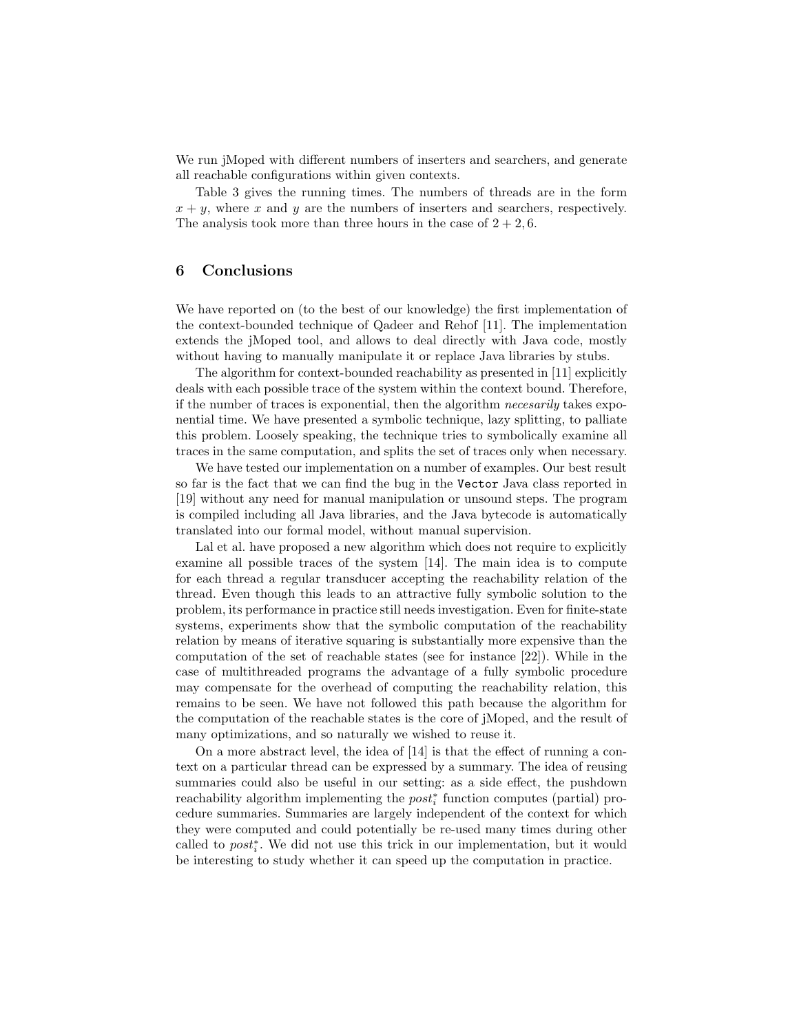We run jMoped with different numbers of inserters and searchers, and generate all reachable configurations within given contexts.

Table 3 gives the running times. The numbers of threads are in the form $x + y$, where $x$ and $y$ are the numbers of inserters and searchers, respectively. The analysis took more than three hours in the case of $2 + 2, 6$.

## 6 Conclusions

We have reported on (to the best of our knowledge) the first implementation of the context-bounded technique of Qadeer and Rehof [11]. The implementation extends the jMoped tool, and allows to deal directly with Java code, mostly without having to manually manipulate it or replace Java libraries by stubs.

The algorithm for context-bounded reachability as presented in [11] explicitly deals with each possible trace of the system within the context bound. Therefore, if the number of traces is exponential, then the algorithm *necesarily* takes exponential time. We have presented a symbolic technique, lazy splitting, to palliate this problem. Loosely speaking, the technique tries to symbolically examine all traces in the same computation, and splits the set of traces only when necessary.

We have tested our implementation on a number of examples. Our best result so far is the fact that we can find the bug in the `Vector` Java class reported in [19] without any need for manual manipulation or unsound steps. The program is compiled including all Java libraries, and the Java bytecode is automatically translated into our formal model, without manual supervision.

Lal et al. have proposed a new algorithm which does not require to explicitly examine all possible traces of the system [14]. The main idea is to compute for each thread a regular transducer accepting the reachability relation of the thread. Even though this leads to an attractive fully symbolic solution to the problem, its performance in practice still needs investigation. Even for finite-state systems, experiments show that the symbolic computation of the reachability relation by means of iterative squaring is substantially more expensive than the computation of the set of reachable states (see for instance [22]). While in the case of multithreaded programs the advantage of a fully symbolic procedure may compensate for the overhead of computing the reachability relation, this remains to be seen. We have not followed this path because the algorithm for the computation of the reachable states is the core of jMoped, and the result of many optimizations, and so naturally we wished to reuse it.

On a more abstract level, the idea of [14] is that the effect of running a context on a particular thread can be expressed by a summary. The idea of reusing summaries could also be useful in our setting: as a side effect, the pushdown reachability algorithm implementing the $post_i^*$ function computes (partial) procedure summaries. Summaries are largely independent of the context for which they were computed and could potentially be re-used many times during other called to $post_i^*$. We did not use this trick in our implementation, but it would be interesting to study whether it can speed up the computation in practice.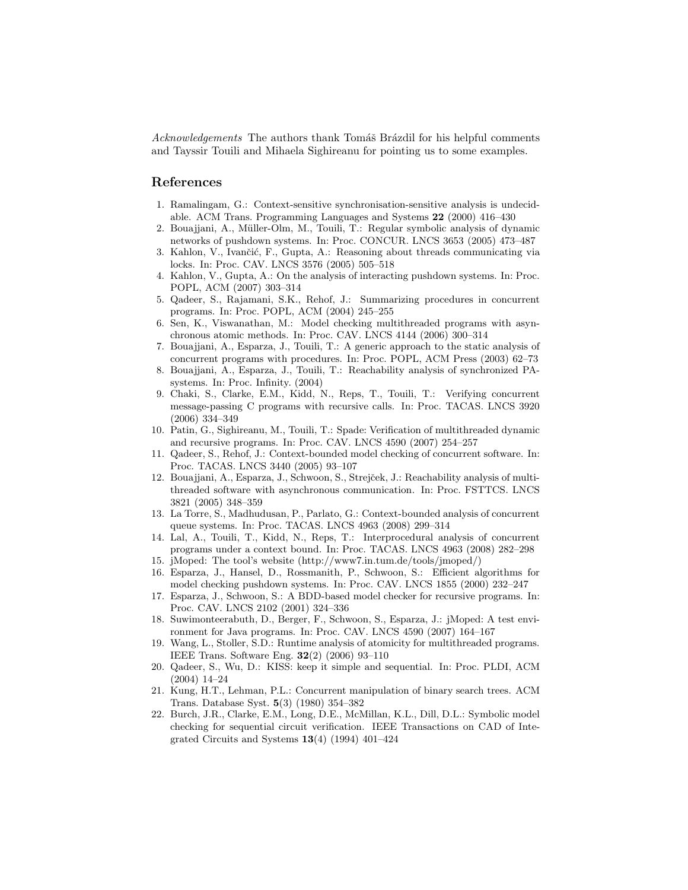*Acknowledgements* The authors thank Tomáš Brázdil for his helpful comments and Tayssir Touili and Mihaela Sighireanu for pointing us to some examples.

## References

1. Ramalingam, G.: Context-sensitive synchronisation-sensitive analysis is undecidable. ACM Trans. Programming Languages and Systems **22** (2000) 416–430
2. Bouajjani, A., Müller-Olm, M., Touili, T.: Regular symbolic analysis of dynamic networks of pushdown systems. In: Proc. CONCUR. LNCS 3653 (2005) 473–487
3. Kahlon, V., Ivančić, F., Gupta, A.: Reasoning about threads communicating via locks. In: Proc. CAV. LNCS 3576 (2005) 505–518
4. Kahlon, V., Gupta, A.: On the analysis of interacting pushdown systems. In: Proc. POPL, ACM (2007) 303–314
5. Qadeer, S., Rajamani, S.K., Rehof, J.: Summarizing procedures in concurrent programs. In: Proc. POPL, ACM (2004) 245–255
6. Sen, K., Viswanathan, M.: Model checking multithreaded programs with asynchronous atomic methods. In: Proc. CAV. LNCS 4144 (2006) 300–314
7. Bouajjani, A., Esparza, J., Touili, T.: A generic approach to the static analysis of concurrent programs with procedures. In: Proc. POPL, ACM Press (2003) 62–73
8. Bouajjani, A., Esparza, J., Touili, T.: Reachability analysis of synchronized PA-systems. In: Proc. Infinity. (2004)
9. Chaki, S., Clarke, E.M., Kidd, N., Reps, T., Touili, T.: Verifying concurrent message-passing C programs with recursive calls. In: Proc. TACAS. LNCS 3920 (2006) 334–349
10. Patin, G., Sighireanu, M., Touili, T.: Spade: Verification of multithreaded dynamic and recursive programs. In: Proc. CAV. LNCS 4590 (2007) 254–257
11. Qadeer, S., Rehof, J.: Context-bounded model checking of concurrent software. In: Proc. TACAS. LNCS 3440 (2005) 93–107
12. Bouajjani, A., Esparza, J., Schwoon, S., Strejček, J.: Reachability analysis of multithreaded software with asynchronous communication. In: Proc. FSTTCS. LNCS 3821 (2005) 348–359
13. La Torre, S., Madhudusan, P., Parlato, G.: Context-bounded analysis of concurrent queue systems. In: Proc. TACAS. LNCS 4963 (2008) 299–314
14. Lal, A., Touili, T., Kidd, N., Reps, T.: Interprocedural analysis of concurrent programs under a context bound. In: Proc. TACAS. LNCS 4963 (2008) 282–298
15. jMoped: The tool's website (http://www7.in.tum.de/tools/jmoped/)
16. Esparza, J., Hansel, D., Rossmanith, P., Schwoon, S.: Efficient algorithms for model checking pushdown systems. In: Proc. CAV. LNCS 1855 (2000) 232–247
17. Esparza, J., Schwoon, S.: A BDD-based model checker for recursive programs. In: Proc. CAV. LNCS 2102 (2001) 324–336
18. Suwimonteerabuth, D., Berger, F., Schwoon, S., Esparza, J.: jMoped: A test environment for Java programs. In: Proc. CAV. LNCS 4590 (2007) 164–167
19. Wang, L., Stoller, S.D.: Runtime analysis of atomicity for multithreaded programs. IEEE Trans. Software Eng. **32**(2) (2006) 93–110
20. Qadeer, S., Wu, D.: KISS: keep it simple and sequential. In: Proc. PLDI, ACM (2004) 14–24
21. Kung, H.T., Lehman, P.L.: Concurrent manipulation of binary search trees. ACM Trans. Database Syst. **5**(3) (1980) 354–382
22. Burch, J.R., Clarke, E.M., Long, D.E., McMillan, K.L., Dill, D.L.: Symbolic model checking for sequential circuit verification. IEEE Transactions on CAD of Integrated Circuits and Systems **13**(4) (1994) 401–424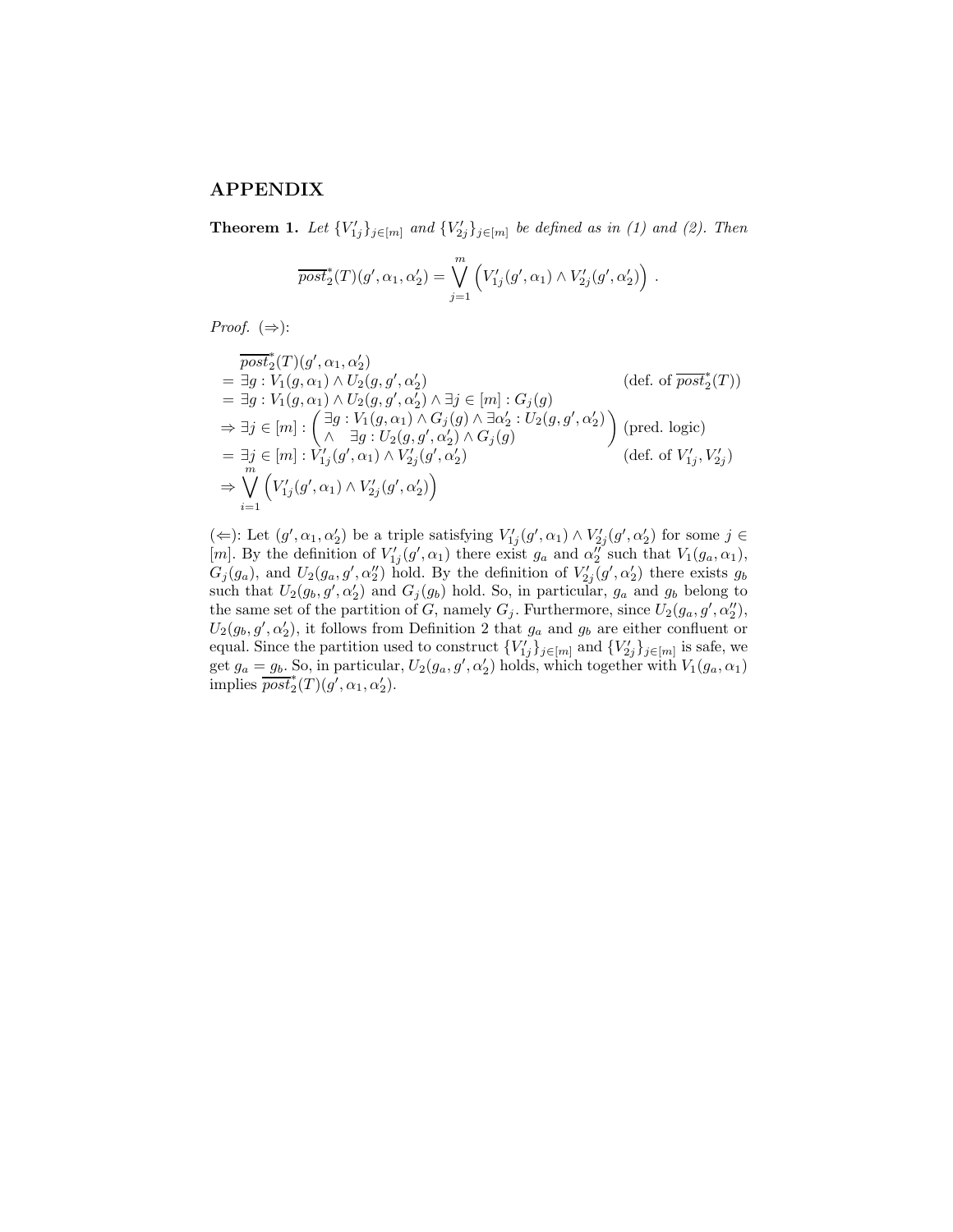## APPENDIX

**Theorem 1.** *Let* $\{V'_{1j}\}_{j\in[m]}$ *and* $\{V'_{2j}\}_{j\in[m]}$ *be defined as in (1) and (2). Then*

$$\overline{post}_2^*(T)(g', \alpha_1, \alpha'_2) = \bigvee_{j=1}^{m} \left( V'_{1j}(g', \alpha_1) \wedge V'_{2j}(g', \alpha'_2) \right) .$$

*Proof.* ($\Rightarrow$):

$$
\begin{array}{lr}
\quad \overline{post}_2^*(T)(g', \alpha_1, \alpha'_2) & \\
= \exists g : V_1(g, \alpha_1) \wedge U_2(g, g', \alpha'_2) & \text{(def. of } \overline{post}_2^*(T)) \\
= \exists g : V_1(g, \alpha_1) \wedge U_2(g, g', \alpha'_2) \wedge \exists j \in [m] : G_j(g) & \\
\Rightarrow \exists j \in [m] : \left( \begin{array}{l} \exists g : V_1(g, \alpha_1) \wedge G_j(g) \wedge \exists \alpha'_2 : U_2(g, g', \alpha'_2) \\ \wedge \quad \exists g : U_2(g, g', \alpha'_2) \wedge G_j(g) \end{array} \right) & \text{(pred. logic)} \\
= \exists j \in [m] : V'_{1j}(g', \alpha_1) \wedge V'_{2j}(g', \alpha'_2) & \text{(def. of } V'_{1j}, V'_{2j}) \\
\Rightarrow \displaystyle\bigvee_{i=1}^{m} \left( V'_{1j}(g', \alpha_1) \wedge V'_{2j}(g', \alpha'_2) \right) &
\end{array}
$$

($\Leftarrow$): Let $(g', \alpha_1, \alpha'_2)$ be a triple satisfying $V'_{1j}(g', \alpha_1) \wedge V'_{2j}(g', \alpha'_2)$ for some $j \in [m]$. By the definition of $V'_{1j}(g', \alpha_1)$ there exist $g_a$ and $\alpha''_2$ such that $V_1(g_a, \alpha_1)$, $G_j(g_a)$, and $U_2(g_a, g', \alpha''_2)$ hold. By the definition of $V'_{2j}(g', \alpha'_2)$ there exists $g_b$ such that $U_2(g_b, g', \alpha'_2)$ and $G_j(g_b)$ hold. So, in particular, $g_a$ and $g_b$ belong to the same set of the partition of $G$, namely $G_j$. Furthermore, since $U_2(g_a, g', \alpha''_2)$, $U_2(g_b, g', \alpha'_2)$, it follows from Definition 2 that $g_a$ and $g_b$ are either confluent or equal. Since the partition used to construct $\{V'_{1j}\}_{j\in[m]}$ and $\{V'_{2j}\}_{j\in[m]}$ is safe, we get $g_a = g_b$. So, in particular, $U_2(g_a, g', \alpha'_2)$ holds, which together with $V_1(g_a, \alpha_1)$ implies $\overline{post}_2^*(T)(g', \alpha_1, \alpha'_2)$.